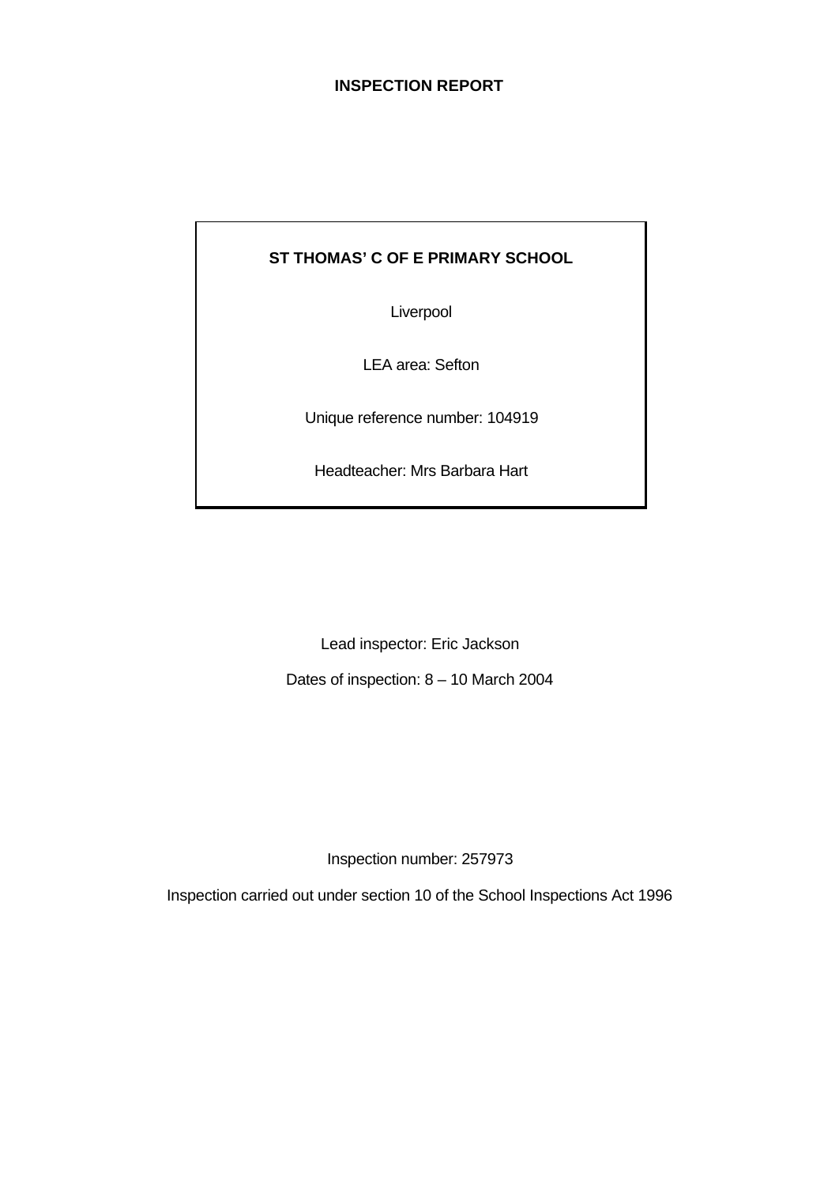# INSPECTION REPORT

**ST THOMAS' C OF E PRIMARY SCHOOL**

Liverpool

LEA area: Sefton

Unique reference number: 104919

Headteacher: Mrs Barbara Hart

Lead inspector: Eric Jackson

Dates of inspection: 8 – 10 March 2004

Inspection number: 257973

Inspection carried out under section 10 of the School Inspections Act 1996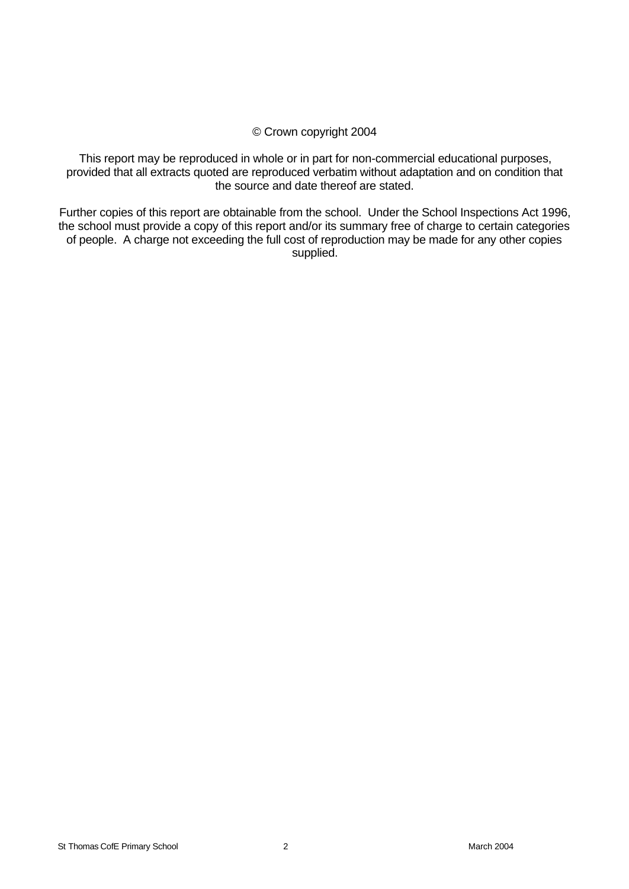© Crown copyright 2004

This report may be reproduced in whole or in part for non-commercial educational purposes, provided that all extracts quoted are reproduced verbatim without adaptation and on condition that the source and date thereof are stated.

Further copies of this report are obtainable from the school. Under the School Inspections Act 1996, the school must provide a copy of this report and/or its summary free of charge to certain categories of people. A charge not exceeding the full cost of reproduction may be made for any other copies supplied.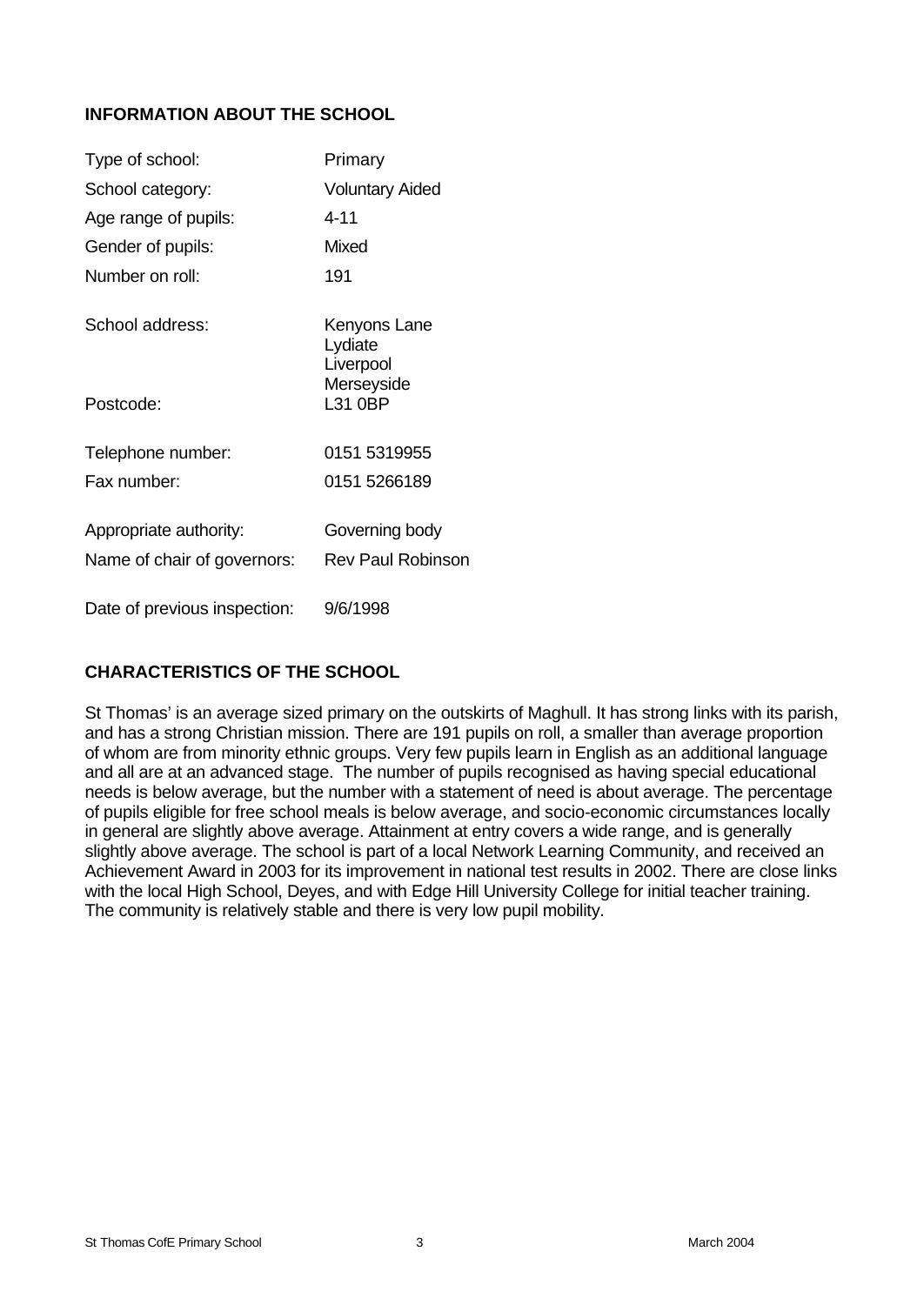## INFORMATION ABOUT THE SCHOOL

| | |
|---|---|
| Type of school: | Primary |
| School category: | Voluntary Aided |
| Age range of pupils: | 4-11 |
| Gender of pupils: | Mixed |
| Number on roll: | 191 |
| School address: | Kenyons Lane<br>Lydiate<br>Liverpool<br>Merseyside |
| Postcode: | L31 0BP |
| Telephone number: | 0151 5319955 |
| Fax number: | 0151 5266189 |
| Appropriate authority: | Governing body |
| Name of chair of governors: | Rev Paul Robinson |
| Date of previous inspection: | 9/6/1998 |

## CHARACTERISTICS OF THE SCHOOL

St Thomas' is an average sized primary on the outskirts of Maghull. It has strong links with its parish, and has a strong Christian mission. There are 191 pupils on roll, a smaller than average proportion of whom are from minority ethnic groups. Very few pupils learn in English as an additional language and all are at an advanced stage. The number of pupils recognised as having special educational needs is below average, but the number with a statement of need is about average. The percentage of pupils eligible for free school meals is below average, and socio-economic circumstances locally in general are slightly above average. Attainment at entry covers a wide range, and is generally slightly above average. The school is part of a local Network Learning Community, and received an Achievement Award in 2003 for its improvement in national test results in 2002. There are close links with the local High School, Deyes, and with Edge Hill University College for initial teacher training. The community is relatively stable and there is very low pupil mobility.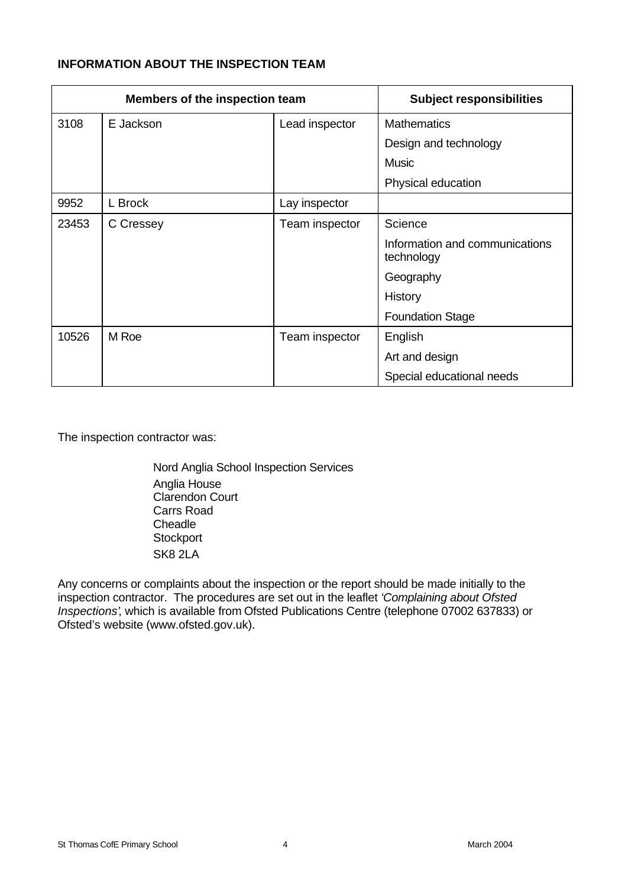**INFORMATION ABOUT THE INSPECTION TEAM**

| Members of the inspection team | | | Subject responsibilities |
|---|---|---|---|
| 3108 | E Jackson | Lead inspector | Mathematics |
| | | | Design and technology |
| | | | Music |
| | | | Physical education |
| 9952 | L Brock | Lay inspector | |
| 23453 | C Cressey | Team inspector | Science |
| | | | Information and communications technology |
| | | | Geography |
| | | | History |
| | | | Foundation Stage |
| 10526 | M Roe | Team inspector | English |
| | | | Art and design |
| | | | Special educational needs |

The inspection contractor was:

Nord Anglia School Inspection Services
Anglia House
Clarendon Court
Carrs Road
Cheadle
Stockport
SK8 2LA

Any concerns or complaints about the inspection or the report should be made initially to the inspection contractor. The procedures are set out in the leaflet *'Complaining about Ofsted Inspections'*, which is available from Ofsted Publications Centre (telephone 07002 637833) or Ofsted's website (www.ofsted.gov.uk).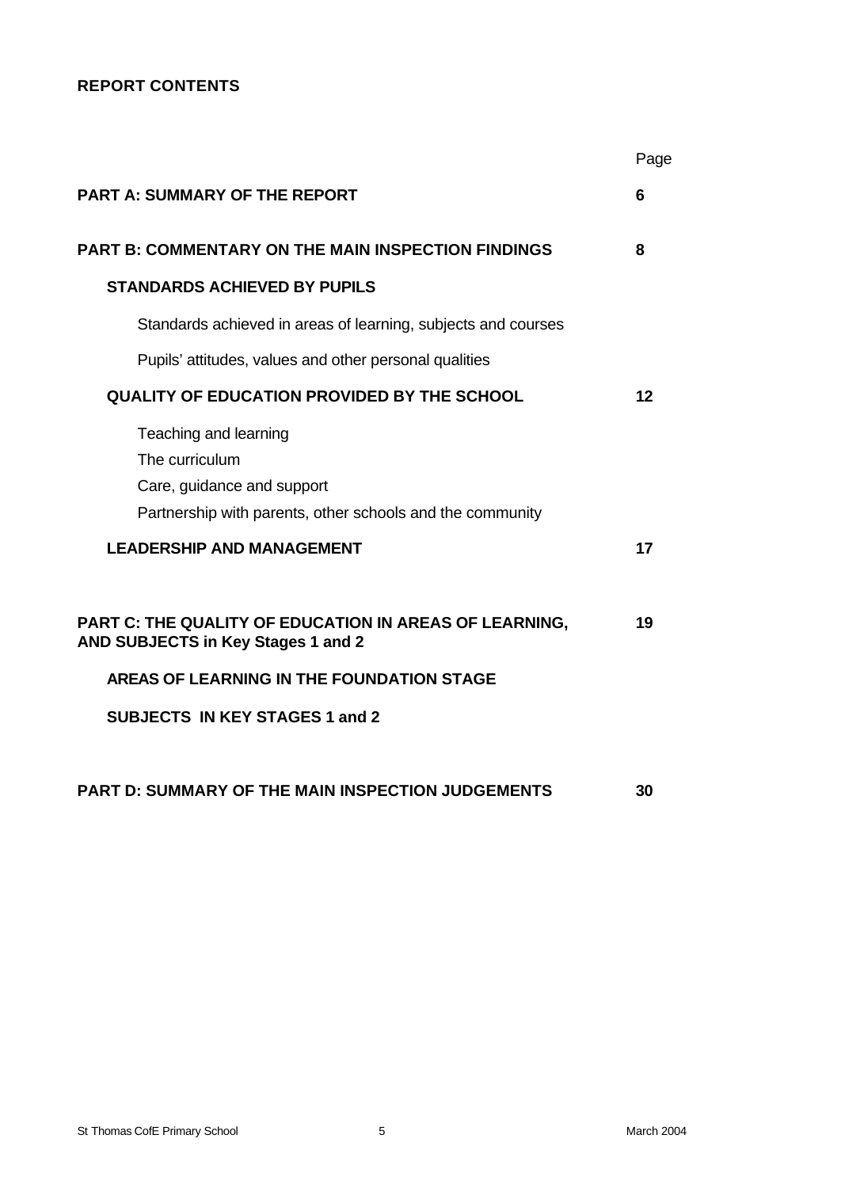**REPORT CONTENTS**

| | Page |
|---|---|
| **PART A: SUMMARY OF THE REPORT** | **6** |
| **PART B: COMMENTARY ON THE MAIN INSPECTION FINDINGS** | **8** |
| **STANDARDS ACHIEVED BY PUPILS** | |
| Standards achieved in areas of learning, subjects and courses | |
| Pupils' attitudes, values and other personal qualities | |
| **QUALITY OF EDUCATION PROVIDED BY THE SCHOOL** | **12** |
| Teaching and learning | |
| The curriculum | |
| Care, guidance and support | |
| Partnership with parents, other schools and the community | |
| **LEADERSHIP AND MANAGEMENT** | **17** |
| **PART C: THE QUALITY OF EDUCATION IN AREAS OF LEARNING, AND SUBJECTS in Key Stages 1 and 2** | **19** |
| **AREAS OF LEARNING IN THE FOUNDATION STAGE** | |
| **SUBJECTS IN KEY STAGES 1 and 2** | |
| **PART D: SUMMARY OF THE MAIN INSPECTION JUDGEMENTS** | **30** |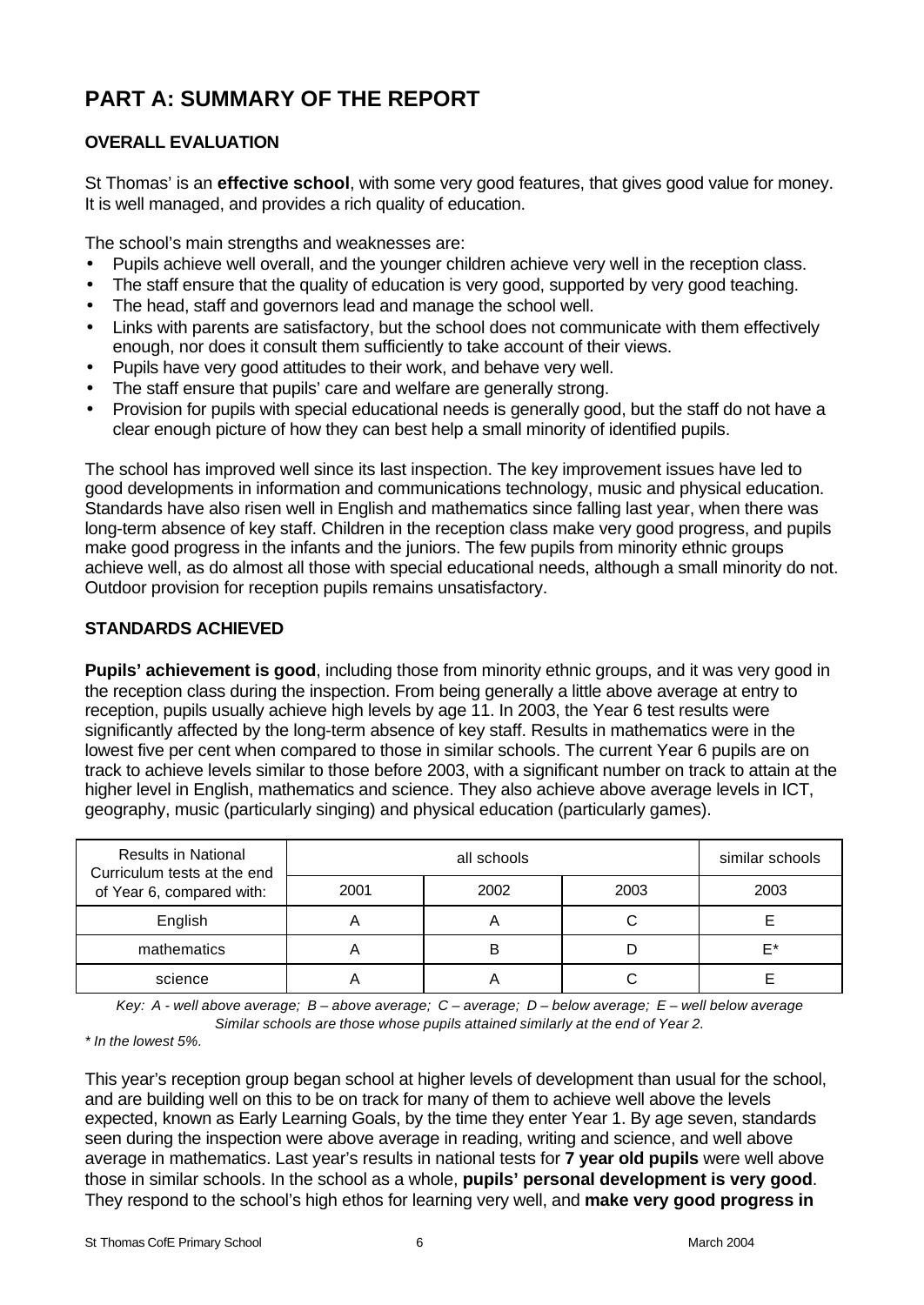# PART A: SUMMARY OF THE REPORT

## OVERALL EVALUATION

St Thomas' is an **effective school**, with some very good features, that gives good value for money. It is well managed, and provides a rich quality of education.

The school's main strengths and weaknesses are:

- Pupils achieve well overall, and the younger children achieve very well in the reception class.
- The staff ensure that the quality of education is very good, supported by very good teaching.
- The head, staff and governors lead and manage the school well.
- Links with parents are satisfactory, but the school does not communicate with them effectively enough, nor does it consult them sufficiently to take account of their views.
- Pupils have very good attitudes to their work, and behave very well.
- The staff ensure that pupils' care and welfare are generally strong.
- Provision for pupils with special educational needs is generally good, but the staff do not have a clear enough picture of how they can best help a small minority of identified pupils.

The school has improved well since its last inspection. The key improvement issues have led to good developments in information and communications technology, music and physical education. Standards have also risen well in English and mathematics since falling last year, when there was long-term absence of key staff. Children in the reception class make very good progress, and pupils make good progress in the infants and the juniors. The few pupils from minority ethnic groups achieve well, as do almost all those with special educational needs, although a small minority do not. Outdoor provision for reception pupils remains unsatisfactory.

## STANDARDS ACHIEVED

**Pupils' achievement is good**, including those from minority ethnic groups, and it was very good in the reception class during the inspection. From being generally a little above average at entry to reception, pupils usually achieve high levels by age 11. In 2003, the Year 6 test results were significantly affected by the long-term absence of key staff. Results in mathematics were in the lowest five per cent when compared to those in similar schools. The current Year 6 pupils are on track to achieve levels similar to those before 2003, with a significant number on track to attain at the higher level in English, mathematics and science. They also achieve above average levels in ICT, geography, music (particularly singing) and physical education (particularly games).

| Results in National Curriculum tests at the end of Year 6, compared with: | all schools | | | similar schools |
|---|---|---|---|---|
| | 2001 | 2002 | 2003 | 2003 |
| English | A | A | C | E |
| mathematics | A | B | D | E* |
| science | A | A | C | E |

*Key: A - well above average; B – above average; C – average; D – below average; E – well below average*
*Similar schools are those whose pupils attained similarly at the end of Year 2.*

*\* In the lowest 5%.*

This year's reception group began school at higher levels of development than usual for the school, and are building well on this to be on track for many of them to achieve well above the levels expected, known as Early Learning Goals, by the time they enter Year 1. By age seven, standards seen during the inspection were above average in reading, writing and science, and well above average in mathematics. Last year's results in national tests for **7 year old pupils** were well above those in similar schools. In the school as a whole, **pupils' personal development is very good**. They respond to the school's high ethos for learning very well, and **make very good progress in**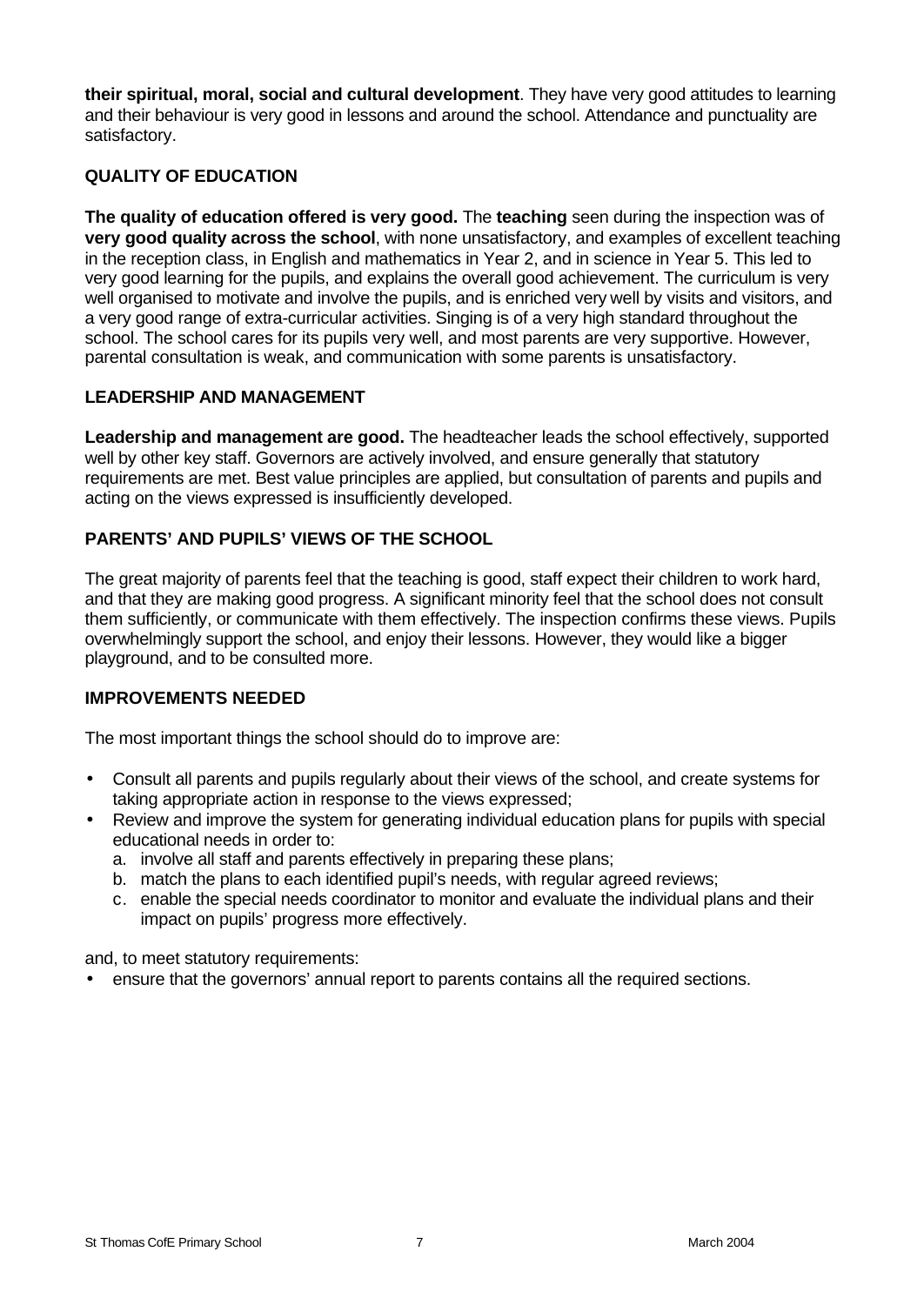**their spiritual, moral, social and cultural development**. They have very good attitudes to learning and their behaviour is very good in lessons and around the school. Attendance and punctuality are satisfactory.

## QUALITY OF EDUCATION

**The quality of education offered is very good.** The **teaching** seen during the inspection was of **very good quality across the school**, with none unsatisfactory, and examples of excellent teaching in the reception class, in English and mathematics in Year 2, and in science in Year 5. This led to very good learning for the pupils, and explains the overall good achievement. The curriculum is very well organised to motivate and involve the pupils, and is enriched very well by visits and visitors, and a very good range of extra-curricular activities. Singing is of a very high standard throughout the school. The school cares for its pupils very well, and most parents are very supportive. However, parental consultation is weak, and communication with some parents is unsatisfactory.

## LEADERSHIP AND MANAGEMENT

**Leadership and management are good.** The headteacher leads the school effectively, supported well by other key staff. Governors are actively involved, and ensure generally that statutory requirements are met. Best value principles are applied, but consultation of parents and pupils and acting on the views expressed is insufficiently developed.

## PARENTS' AND PUPILS' VIEWS OF THE SCHOOL

The great majority of parents feel that the teaching is good, staff expect their children to work hard, and that they are making good progress. A significant minority feel that the school does not consult them sufficiently, or communicate with them effectively. The inspection confirms these views. Pupils overwhelmingly support the school, and enjoy their lessons. However, they would like a bigger playground, and to be consulted more.

## IMPROVEMENTS NEEDED

The most important things the school should do to improve are:

- Consult all parents and pupils regularly about their views of the school, and create systems for taking appropriate action in response to the views expressed;
- Review and improve the system for generating individual education plans for pupils with special educational needs in order to:
  a. involve all staff and parents effectively in preparing these plans;
  b. match the plans to each identified pupil's needs, with regular agreed reviews;
  c. enable the special needs coordinator to monitor and evaluate the individual plans and their impact on pupils' progress more effectively.

and, to meet statutory requirements:

- ensure that the governors' annual report to parents contains all the required sections.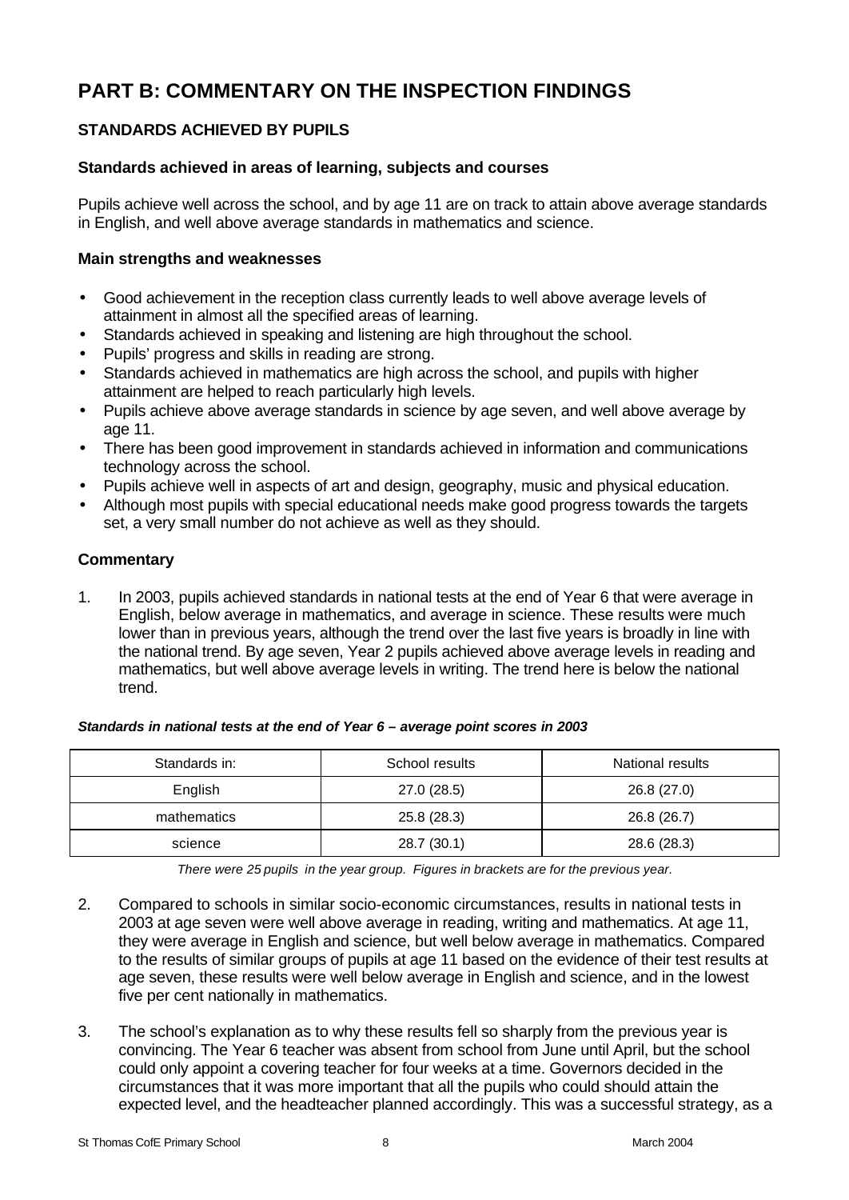# PART B: COMMENTARY ON THE INSPECTION FINDINGS

## STANDARDS ACHIEVED BY PUPILS

### Standards achieved in areas of learning, subjects and courses

Pupils achieve well across the school, and by age 11 are on track to attain above average standards in English, and well above average standards in mathematics and science.

### Main strengths and weaknesses

- Good achievement in the reception class currently leads to well above average levels of attainment in almost all the specified areas of learning.
- Standards achieved in speaking and listening are high throughout the school.
- Pupils' progress and skills in reading are strong.
- Standards achieved in mathematics are high across the school, and pupils with higher attainment are helped to reach particularly high levels.
- Pupils achieve above average standards in science by age seven, and well above average by age 11.
- There has been good improvement in standards achieved in information and communications technology across the school.
- Pupils achieve well in aspects of art and design, geography, music and physical education.
- Although most pupils with special educational needs make good progress towards the targets set, a very small number do not achieve as well as they should.

### Commentary

1. In 2003, pupils achieved standards in national tests at the end of Year 6 that were average in English, below average in mathematics, and average in science. These results were much lower than in previous years, although the trend over the last five years is broadly in line with the national trend. By age seven, Year 2 pupils achieved above average levels in reading and mathematics, but well above average levels in writing. The trend here is below the national trend.

***Standards in national tests at the end of Year 6 – average point scores in 2003***

| Standards in: | School results | National results |
|---|---|---|
| English | 27.0 (28.5) | 26.8 (27.0) |
| mathematics | 25.8 (28.3) | 26.8 (26.7) |
| science | 28.7 (30.1) | 28.6 (28.3) |

*There were 25 pupils in the year group. Figures in brackets are for the previous year.*

2. Compared to schools in similar socio-economic circumstances, results in national tests in 2003 at age seven were well above average in reading, writing and mathematics. At age 11, they were average in English and science, but well below average in mathematics. Compared to the results of similar groups of pupils at age 11 based on the evidence of their test results at age seven, these results were well below average in English and science, and in the lowest five per cent nationally in mathematics.

3. The school's explanation as to why these results fell so sharply from the previous year is convincing. The Year 6 teacher was absent from school from June until April, but the school could only appoint a covering teacher for four weeks at a time. Governors decided in the circumstances that it was more important that all the pupils who could should attain the expected level, and the headteacher planned accordingly. This was a successful strategy, as a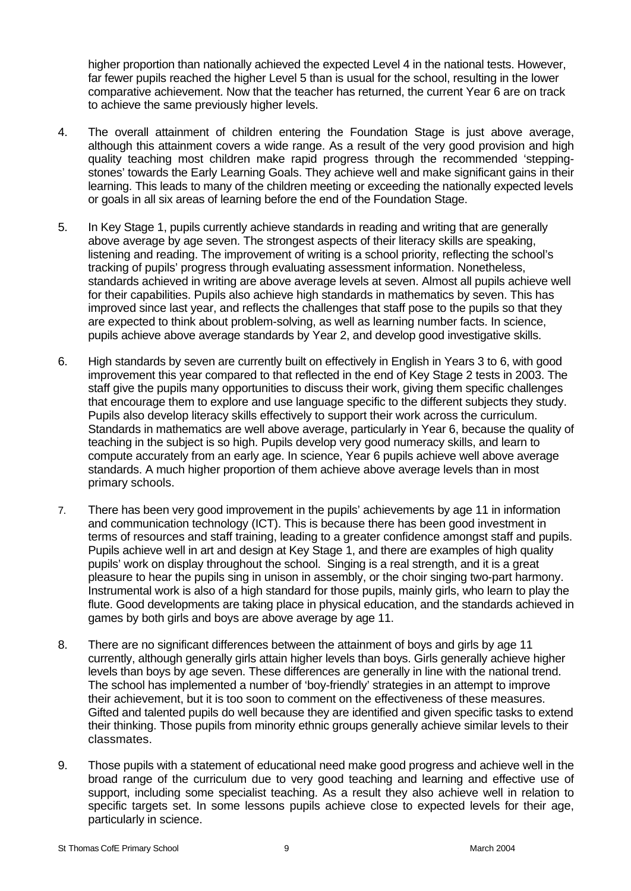higher proportion than nationally achieved the expected Level 4 in the national tests. However, far fewer pupils reached the higher Level 5 than is usual for the school, resulting in the lower comparative achievement. Now that the teacher has returned, the current Year 6 are on track to achieve the same previously higher levels.

4. The overall attainment of children entering the Foundation Stage is just above average, although this attainment covers a wide range. As a result of the very good provision and high quality teaching most children make rapid progress through the recommended 'stepping-stones' towards the Early Learning Goals. They achieve well and make significant gains in their learning. This leads to many of the children meeting or exceeding the nationally expected levels or goals in all six areas of learning before the end of the Foundation Stage.

5. In Key Stage 1, pupils currently achieve standards in reading and writing that are generally above average by age seven. The strongest aspects of their literacy skills are speaking, listening and reading. The improvement of writing is a school priority, reflecting the school's tracking of pupils' progress through evaluating assessment information. Nonetheless, standards achieved in writing are above average levels at seven. Almost all pupils achieve well for their capabilities. Pupils also achieve high standards in mathematics by seven. This has improved since last year, and reflects the challenges that staff pose to the pupils so that they are expected to think about problem-solving, as well as learning number facts. In science, pupils achieve above average standards by Year 2, and develop good investigative skills.

6. High standards by seven are currently built on effectively in English in Years 3 to 6, with good improvement this year compared to that reflected in the end of Key Stage 2 tests in 2003. The staff give the pupils many opportunities to discuss their work, giving them specific challenges that encourage them to explore and use language specific to the different subjects they study. Pupils also develop literacy skills effectively to support their work across the curriculum. Standards in mathematics are well above average, particularly in Year 6, because the quality of teaching in the subject is so high. Pupils develop very good numeracy skills, and learn to compute accurately from an early age. In science, Year 6 pupils achieve well above average standards. A much higher proportion of them achieve above average levels than in most primary schools.

7. There has been very good improvement in the pupils' achievements by age 11 in information and communication technology (ICT). This is because there has been good investment in terms of resources and staff training, leading to a greater confidence amongst staff and pupils. Pupils achieve well in art and design at Key Stage 1, and there are examples of high quality pupils' work on display throughout the school. Singing is a real strength, and it is a great pleasure to hear the pupils sing in unison in assembly, or the choir singing two-part harmony. Instrumental work is also of a high standard for those pupils, mainly girls, who learn to play the flute. Good developments are taking place in physical education, and the standards achieved in games by both girls and boys are above average by age 11.

8. There are no significant differences between the attainment of boys and girls by age 11 currently, although generally girls attain higher levels than boys. Girls generally achieve higher levels than boys by age seven. These differences are generally in line with the national trend. The school has implemented a number of 'boy-friendly' strategies in an attempt to improve their achievement, but it is too soon to comment on the effectiveness of these measures. Gifted and talented pupils do well because they are identified and given specific tasks to extend their thinking. Those pupils from minority ethnic groups generally achieve similar levels to their classmates.

9. Those pupils with a statement of educational need make good progress and achieve well in the broad range of the curriculum due to very good teaching and learning and effective use of support, including some specialist teaching. As a result they also achieve well in relation to specific targets set. In some lessons pupils achieve close to expected levels for their age, particularly in science.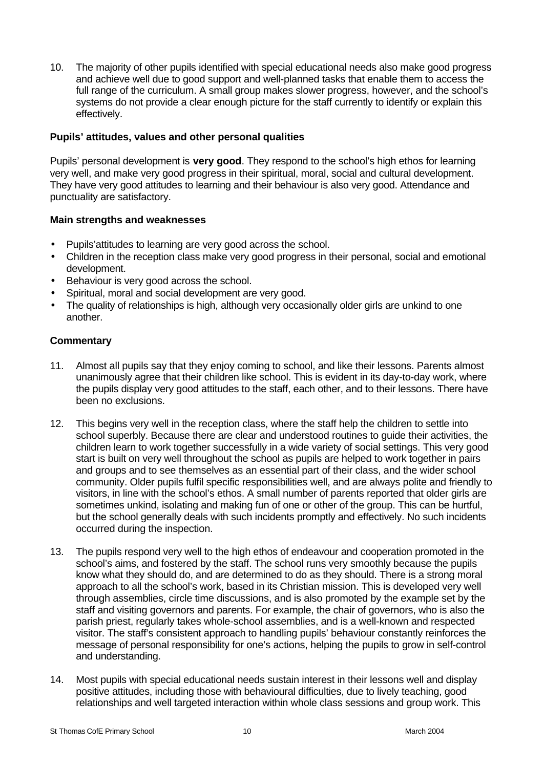10. The majority of other pupils identified with special educational needs also make good progress and achieve well due to good support and well-planned tasks that enable them to access the full range of the curriculum. A small group makes slower progress, however, and the school's systems do not provide a clear enough picture for the staff currently to identify or explain this effectively.

### Pupils' attitudes, values and other personal qualities

Pupils' personal development is **very good**. They respond to the school's high ethos for learning very well, and make very good progress in their spiritual, moral, social and cultural development. They have very good attitudes to learning and their behaviour is also very good. Attendance and punctuality are satisfactory.

### Main strengths and weaknesses

- Pupils'attitudes to learning are very good across the school.
- Children in the reception class make very good progress in their personal, social and emotional development.
- Behaviour is very good across the school.
- Spiritual, moral and social development are very good.
- The quality of relationships is high, although very occasionally older girls are unkind to one another.

### Commentary

11. Almost all pupils say that they enjoy coming to school, and like their lessons. Parents almost unanimously agree that their children like school. This is evident in its day-to-day work, where the pupils display very good attitudes to the staff, each other, and to their lessons. There have been no exclusions.

12. This begins very well in the reception class, where the staff help the children to settle into school superbly. Because there are clear and understood routines to guide their activities, the children learn to work together successfully in a wide variety of social settings. This very good start is built on very well throughout the school as pupils are helped to work together in pairs and groups and to see themselves as an essential part of their class, and the wider school community. Older pupils fulfil specific responsibilities well, and are always polite and friendly to visitors, in line with the school's ethos. A small number of parents reported that older girls are sometimes unkind, isolating and making fun of one or other of the group. This can be hurtful, but the school generally deals with such incidents promptly and effectively. No such incidents occurred during the inspection.

13. The pupils respond very well to the high ethos of endeavour and cooperation promoted in the school's aims, and fostered by the staff. The school runs very smoothly because the pupils know what they should do, and are determined to do as they should. There is a strong moral approach to all the school's work, based in its Christian mission. This is developed very well through assemblies, circle time discussions, and is also promoted by the example set by the staff and visiting governors and parents. For example, the chair of governors, who is also the parish priest, regularly takes whole-school assemblies, and is a well-known and respected visitor. The staff's consistent approach to handling pupils' behaviour constantly reinforces the message of personal responsibility for one's actions, helping the pupils to grow in self-control and understanding.

14. Most pupils with special educational needs sustain interest in their lessons well and display positive attitudes, including those with behavioural difficulties, due to lively teaching, good relationships and well targeted interaction within whole class sessions and group work. This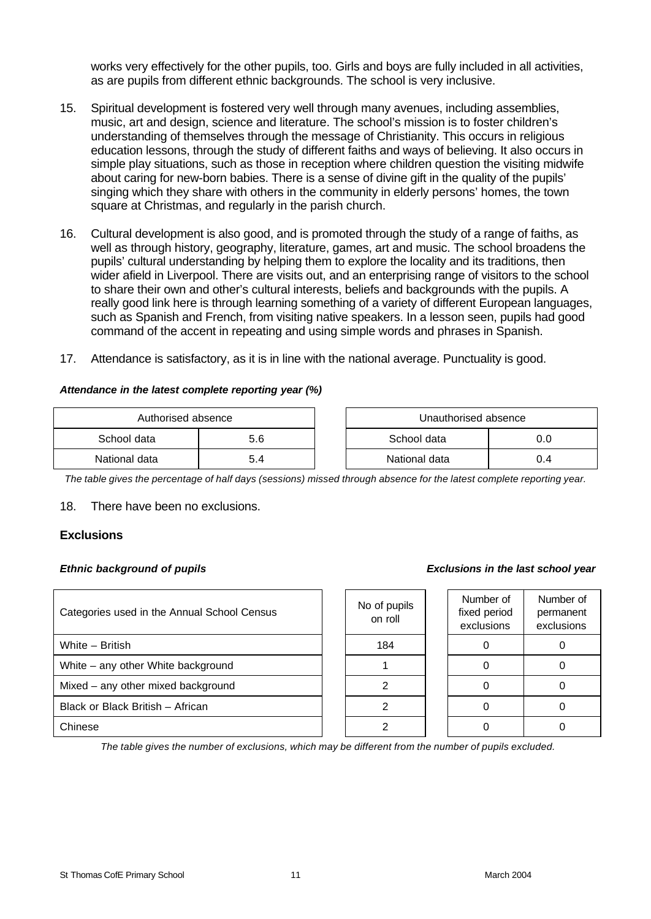works very effectively for the other pupils, too. Girls and boys are fully included in all activities, as are pupils from different ethnic backgrounds. The school is very inclusive.

15. Spiritual development is fostered very well through many avenues, including assemblies, music, art and design, science and literature. The school's mission is to foster children's understanding of themselves through the message of Christianity. This occurs in religious education lessons, through the study of different faiths and ways of believing. It also occurs in simple play situations, such as those in reception where children question the visiting midwife about caring for new-born babies. There is a sense of divine gift in the quality of the pupils' singing which they share with others in the community in elderly persons' homes, the town square at Christmas, and regularly in the parish church.

16. Cultural development is also good, and is promoted through the study of a range of faiths, as well as through history, geography, literature, games, art and music. The school broadens the pupils' cultural understanding by helping them to explore the locality and its traditions, then wider afield in Liverpool. There are visits out, and an enterprising range of visitors to the school to share their own and other's cultural interests, beliefs and backgrounds with the pupils. A really good link here is through learning something of a variety of different European languages, such as Spanish and French, from visiting native speakers. In a lesson seen, pupils had good command of the accent in repeating and using simple words and phrases in Spanish.

17. Attendance is satisfactory, as it is in line with the national average. Punctuality is good.

***Attendance in the latest complete reporting year (%)***

| Authorised absence | |
|---|---|
| School data | 5.6 |
| National data | 5.4 |

| Unauthorised absence | |
|---|---|
| School data | 0.0 |
| National data | 0.4 |

*The table gives the percentage of half days (sessions) missed through absence for the latest complete reporting year.*

18. There have been no exclusions.

**Exclusions**

***Ethnic background of pupils*** ***Exclusions in the last school year***

| Categories used in the Annual School Census | No of pupils on roll | Number of fixed period exclusions | Number of permanent exclusions |
|---|---|---|---|
| White – British | 184 | 0 | 0 |
| White – any other White background | 1 | 0 | 0 |
| Mixed – any other mixed background | 2 | 0 | 0 |
| Black or Black British – African | 2 | 0 | 0 |
| Chinese | 2 | 0 | 0 |

*The table gives the number of exclusions, which may be different from the number of pupils excluded.*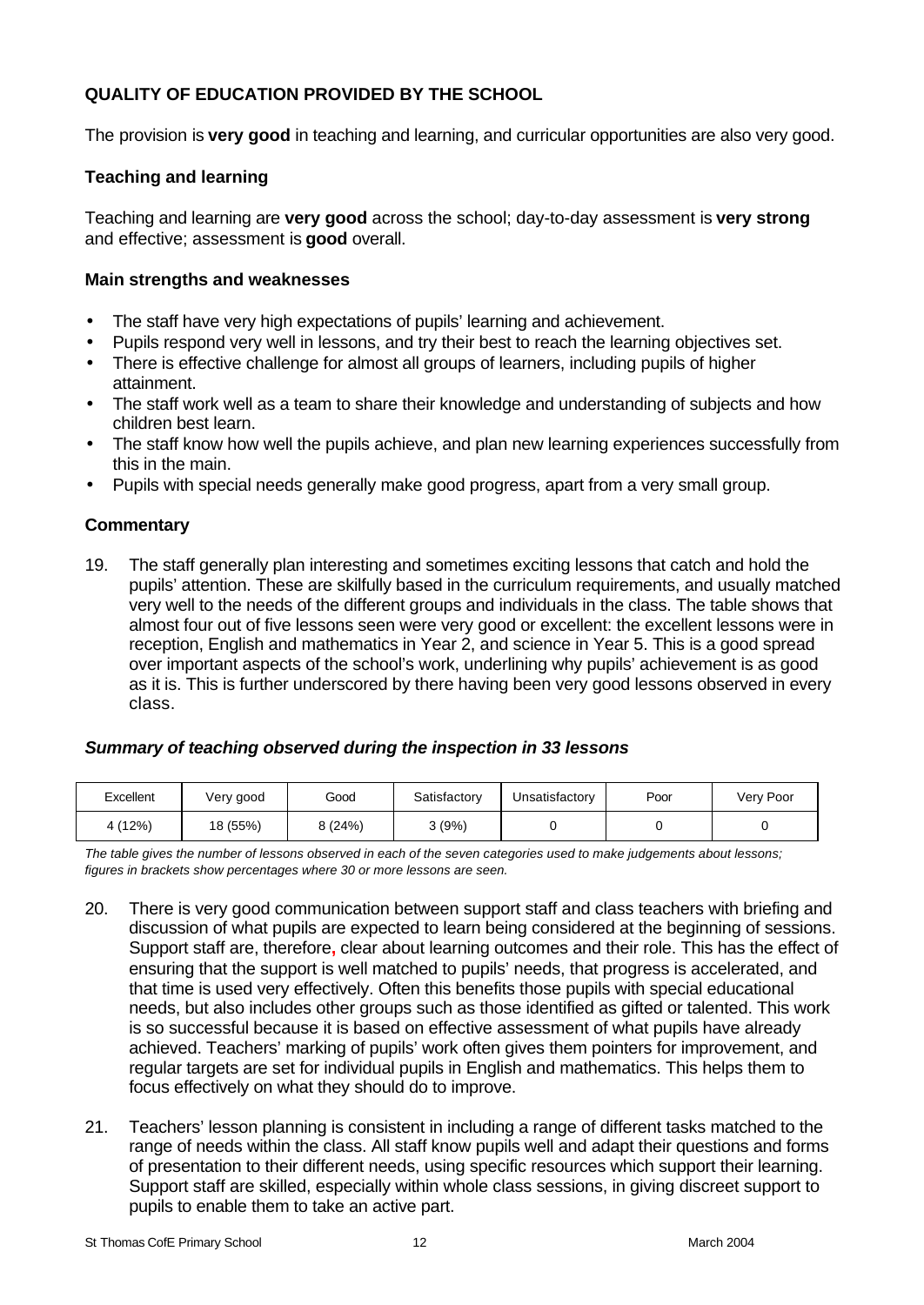## QUALITY OF EDUCATION PROVIDED BY THE SCHOOL

The provision is **very good** in teaching and learning, and curricular opportunities are also very good.

### Teaching and learning

Teaching and learning are **very good** across the school; day-to-day assessment is **very strong** and effective; assessment is **good** overall.

#### Main strengths and weaknesses

- The staff have very high expectations of pupils' learning and achievement.
- Pupils respond very well in lessons, and try their best to reach the learning objectives set.
- There is effective challenge for almost all groups of learners, including pupils of higher attainment.
- The staff work well as a team to share their knowledge and understanding of subjects and how children best learn.
- The staff know how well the pupils achieve, and plan new learning experiences successfully from this in the main.
- Pupils with special needs generally make good progress, apart from a very small group.

#### Commentary

19. The staff generally plan interesting and sometimes exciting lessons that catch and hold the pupils' attention. These are skilfully based in the curriculum requirements, and usually matched very well to the needs of the different groups and individuals in the class. The table shows that almost four out of five lessons seen were very good or excellent: the excellent lessons were in reception, English and mathematics in Year 2, and science in Year 5. This is a good spread over important aspects of the school's work, underlining why pupils' achievement is as good as it is. This is further underscored by there having been very good lessons observed in every class.

***Summary of teaching observed during the inspection in 33 lessons***

| Excellent | Very good | Good | Satisfactory | Unsatisfactory | Poor | Very Poor |
|---|---|---|---|---|---|---|
| 4 (12%) | 18 (55%) | 8 (24%) | 3 (9%) | 0 | 0 | 0 |

*The table gives the number of lessons observed in each of the seven categories used to make judgements about lessons; figures in brackets show percentages where 30 or more lessons are seen.*

20. There is very good communication between support staff and class teachers with briefing and discussion of what pupils are expected to learn being considered at the beginning of sessions. Support staff are, therefore, clear about learning outcomes and their role. This has the effect of ensuring that the support is well matched to pupils' needs, that progress is accelerated, and that time is used very effectively. Often this benefits those pupils with special educational needs, but also includes other groups such as those identified as gifted or talented. This work is so successful because it is based on effective assessment of what pupils have already achieved. Teachers' marking of pupils' work often gives them pointers for improvement, and regular targets are set for individual pupils in English and mathematics. This helps them to focus effectively on what they should do to improve.

21. Teachers' lesson planning is consistent in including a range of different tasks matched to the range of needs within the class. All staff know pupils well and adapt their questions and forms of presentation to their different needs, using specific resources which support their learning. Support staff are skilled, especially within whole class sessions, in giving discreet support to pupils to enable them to take an active part.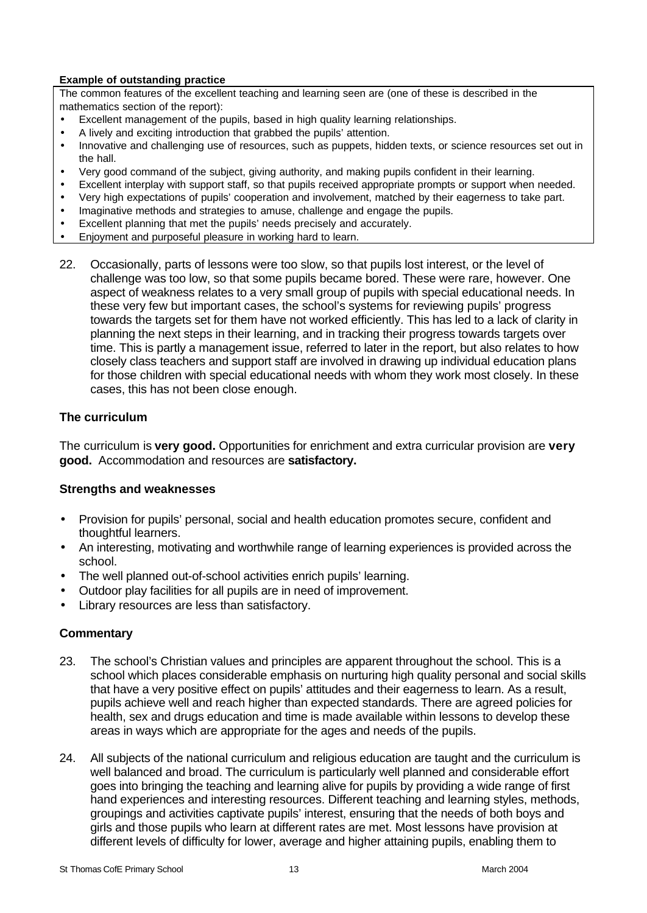**Example of outstanding practice**

The common features of the excellent teaching and learning seen are (one of these is described in the mathematics section of the report):

- Excellent management of the pupils, based in high quality learning relationships.
- A lively and exciting introduction that grabbed the pupils' attention.
- Innovative and challenging use of resources, such as puppets, hidden texts, or science resources set out in the hall.
- Very good command of the subject, giving authority, and making pupils confident in their learning.
- Excellent interplay with support staff, so that pupils received appropriate prompts or support when needed.
- Very high expectations of pupils' cooperation and involvement, matched by their eagerness to take part.
- Imaginative methods and strategies to amuse, challenge and engage the pupils.
- Excellent planning that met the pupils' needs precisely and accurately.
- Enjoyment and purposeful pleasure in working hard to learn.

22. Occasionally, parts of lessons were too slow, so that pupils lost interest, or the level of challenge was too low, so that some pupils became bored. These were rare, however. One aspect of weakness relates to a very small group of pupils with special educational needs. In these very few but important cases, the school's systems for reviewing pupils' progress towards the targets set for them have not worked efficiently. This has led to a lack of clarity in planning the next steps in their learning, and in tracking their progress towards targets over time. This is partly a management issue, referred to later in the report, but also relates to how closely class teachers and support staff are involved in drawing up individual education plans for those children with special educational needs with whom they work most closely. In these cases, this has not been close enough.

### The curriculum

The curriculum is **very good.** Opportunities for enrichment and extra curricular provision are **very good.** Accommodation and resources are **satisfactory.**

### Strengths and weaknesses

- Provision for pupils' personal, social and health education promotes secure, confident and thoughtful learners.
- An interesting, motivating and worthwhile range of learning experiences is provided across the school.
- The well planned out-of-school activities enrich pupils' learning.
- Outdoor play facilities for all pupils are in need of improvement.
- Library resources are less than satisfactory.

### Commentary

23. The school's Christian values and principles are apparent throughout the school. This is a school which places considerable emphasis on nurturing high quality personal and social skills that have a very positive effect on pupils' attitudes and their eagerness to learn. As a result, pupils achieve well and reach higher than expected standards. There are agreed policies for health, sex and drugs education and time is made available within lessons to develop these areas in ways which are appropriate for the ages and needs of the pupils.

24. All subjects of the national curriculum and religious education are taught and the curriculum is well balanced and broad. The curriculum is particularly well planned and considerable effort goes into bringing the teaching and learning alive for pupils by providing a wide range of first hand experiences and interesting resources. Different teaching and learning styles, methods, groupings and activities captivate pupils' interest, ensuring that the needs of both boys and girls and those pupils who learn at different rates are met. Most lessons have provision at different levels of difficulty for lower, average and higher attaining pupils, enabling them to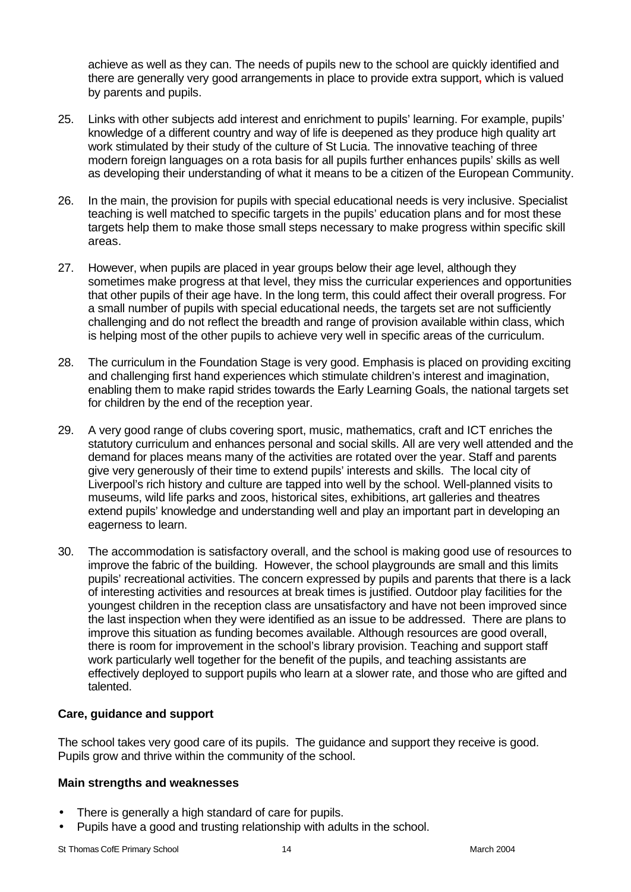achieve as well as they can. The needs of pupils new to the school are quickly identified and there are generally very good arrangements in place to provide extra support, which is valued by parents and pupils.

25. Links with other subjects add interest and enrichment to pupils' learning. For example, pupils' knowledge of a different country and way of life is deepened as they produce high quality art work stimulated by their study of the culture of St Lucia. The innovative teaching of three modern foreign languages on a rota basis for all pupils further enhances pupils' skills as well as developing their understanding of what it means to be a citizen of the European Community.

26. In the main, the provision for pupils with special educational needs is very inclusive. Specialist teaching is well matched to specific targets in the pupils' education plans and for most these targets help them to make those small steps necessary to make progress within specific skill areas.

27. However, when pupils are placed in year groups below their age level, although they sometimes make progress at that level, they miss the curricular experiences and opportunities that other pupils of their age have. In the long term, this could affect their overall progress. For a small number of pupils with special educational needs, the targets set are not sufficiently challenging and do not reflect the breadth and range of provision available within class, which is helping most of the other pupils to achieve very well in specific areas of the curriculum.

28. The curriculum in the Foundation Stage is very good. Emphasis is placed on providing exciting and challenging first hand experiences which stimulate children's interest and imagination, enabling them to make rapid strides towards the Early Learning Goals, the national targets set for children by the end of the reception year.

29. A very good range of clubs covering sport, music, mathematics, craft and ICT enriches the statutory curriculum and enhances personal and social skills. All are very well attended and the demand for places means many of the activities are rotated over the year. Staff and parents give very generously of their time to extend pupils' interests and skills. The local city of Liverpool's rich history and culture are tapped into well by the school. Well-planned visits to museums, wild life parks and zoos, historical sites, exhibitions, art galleries and theatres extend pupils' knowledge and understanding well and play an important part in developing an eagerness to learn.

30. The accommodation is satisfactory overall, and the school is making good use of resources to improve the fabric of the building. However, the school playgrounds are small and this limits pupils' recreational activities. The concern expressed by pupils and parents that there is a lack of interesting activities and resources at break times is justified. Outdoor play facilities for the youngest children in the reception class are unsatisfactory and have not been improved since the last inspection when they were identified as an issue to be addressed. There are plans to improve this situation as funding becomes available. Although resources are good overall, there is room for improvement in the school's library provision. Teaching and support staff work particularly well together for the benefit of the pupils, and teaching assistants are effectively deployed to support pupils who learn at a slower rate, and those who are gifted and talented.

**Care, guidance and support**

The school takes very good care of its pupils. The guidance and support they receive is good. Pupils grow and thrive within the community of the school.

**Main strengths and weaknesses**

- There is generally a high standard of care for pupils.
- Pupils have a good and trusting relationship with adults in the school.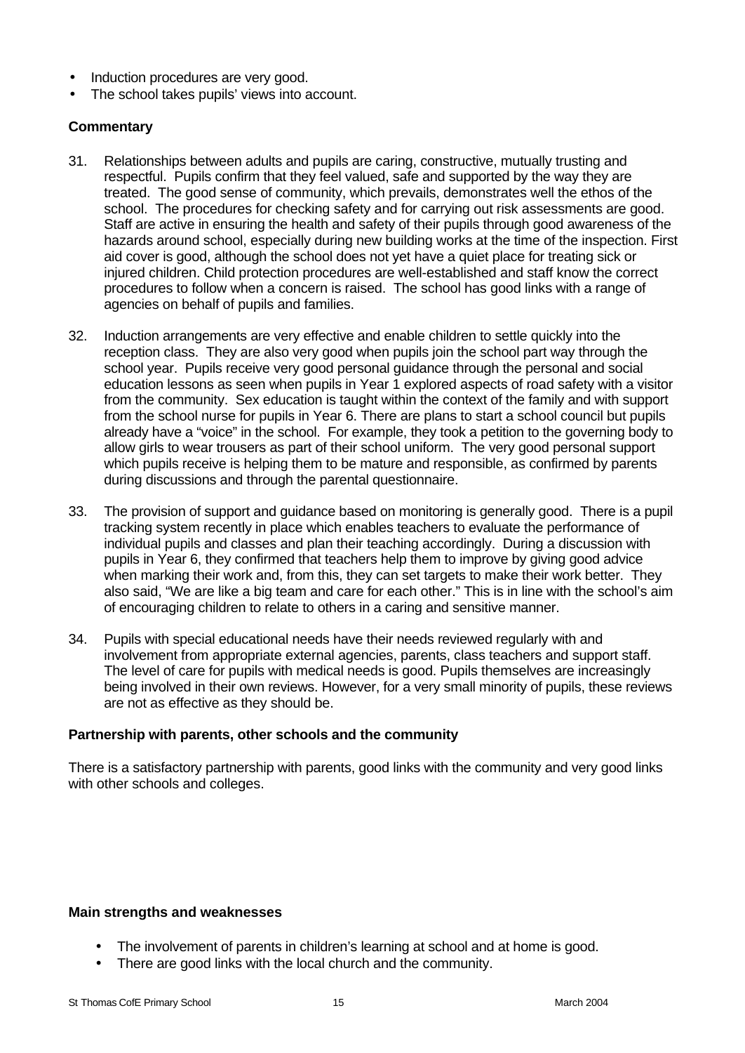- Induction procedures are very good.
- The school takes pupils' views into account.

### Commentary

31. Relationships between adults and pupils are caring, constructive, mutually trusting and respectful. Pupils confirm that they feel valued, safe and supported by the way they are treated. The good sense of community, which prevails, demonstrates well the ethos of the school. The procedures for checking safety and for carrying out risk assessments are good. Staff are active in ensuring the health and safety of their pupils through good awareness of the hazards around school, especially during new building works at the time of the inspection. First aid cover is good, although the school does not yet have a quiet place for treating sick or injured children. Child protection procedures are well-established and staff know the correct procedures to follow when a concern is raised. The school has good links with a range of agencies on behalf of pupils and families.

32. Induction arrangements are very effective and enable children to settle quickly into the reception class. They are also very good when pupils join the school part way through the school year. Pupils receive very good personal guidance through the personal and social education lessons as seen when pupils in Year 1 explored aspects of road safety with a visitor from the community. Sex education is taught within the context of the family and with support from the school nurse for pupils in Year 6. There are plans to start a school council but pupils already have a "voice" in the school. For example, they took a petition to the governing body to allow girls to wear trousers as part of their school uniform. The very good personal support which pupils receive is helping them to be mature and responsible, as confirmed by parents during discussions and through the parental questionnaire.

33. The provision of support and guidance based on monitoring is generally good. There is a pupil tracking system recently in place which enables teachers to evaluate the performance of individual pupils and classes and plan their teaching accordingly. During a discussion with pupils in Year 6, they confirmed that teachers help them to improve by giving good advice when marking their work and, from this, they can set targets to make their work better. They also said, "We are like a big team and care for each other." This is in line with the school's aim of encouraging children to relate to others in a caring and sensitive manner.

34. Pupils with special educational needs have their needs reviewed regularly with and involvement from appropriate external agencies, parents, class teachers and support staff. The level of care for pupils with medical needs is good. Pupils themselves are increasingly being involved in their own reviews. However, for a very small minority of pupils, these reviews are not as effective as they should be.

### Partnership with parents, other schools and the community

There is a satisfactory partnership with parents, good links with the community and very good links with other schools and colleges.

### Main strengths and weaknesses

- The involvement of parents in children's learning at school and at home is good.
- There are good links with the local church and the community.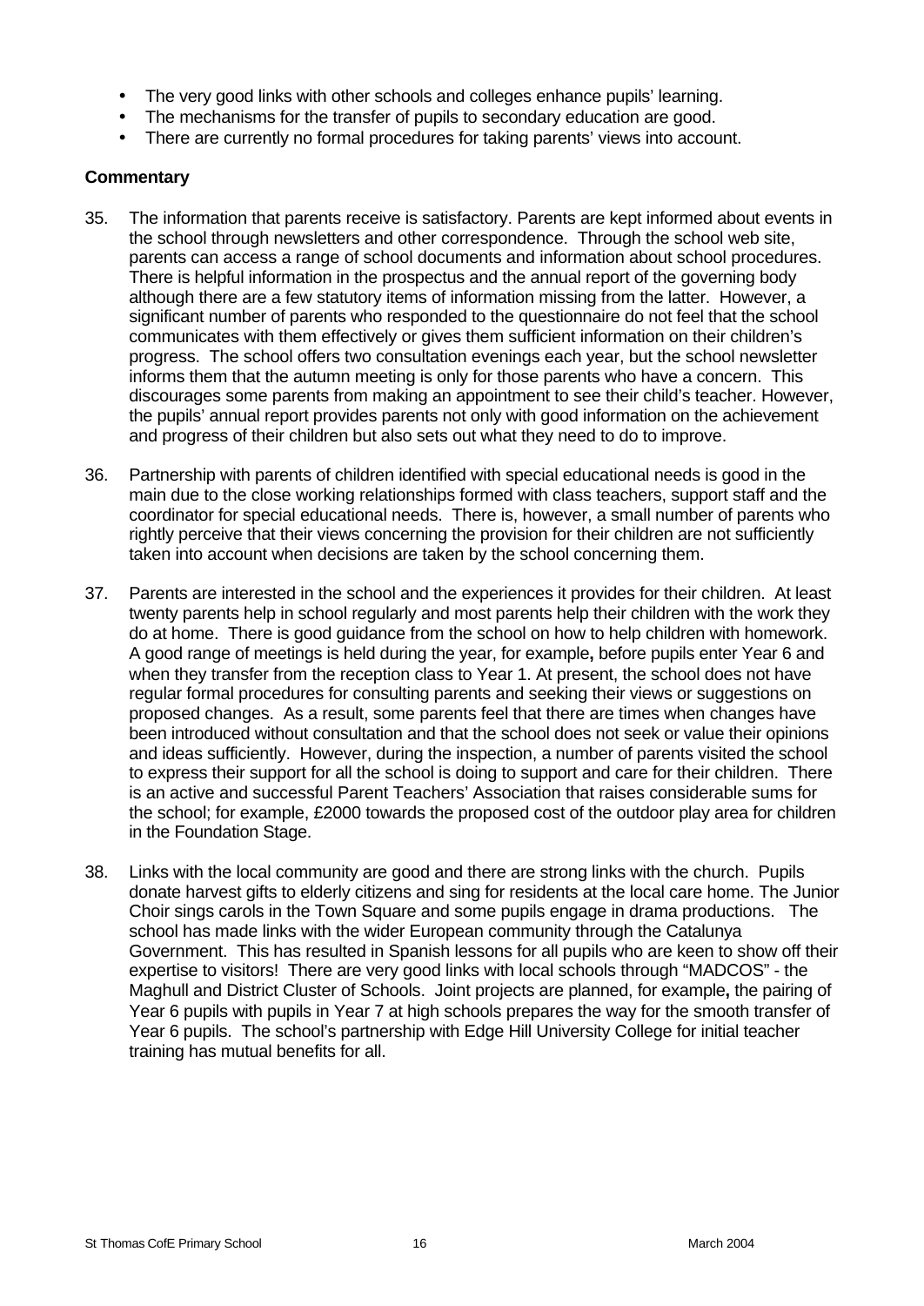- The very good links with other schools and colleges enhance pupils' learning.
- The mechanisms for the transfer of pupils to secondary education are good.
- There are currently no formal procedures for taking parents' views into account.

**Commentary**

35. The information that parents receive is satisfactory. Parents are kept informed about events in the school through newsletters and other correspondence. Through the school web site, parents can access a range of school documents and information about school procedures. There is helpful information in the prospectus and the annual report of the governing body although there are a few statutory items of information missing from the latter. However, a significant number of parents who responded to the questionnaire do not feel that the school communicates with them effectively or gives them sufficient information on their children's progress. The school offers two consultation evenings each year, but the school newsletter informs them that the autumn meeting is only for those parents who have a concern. This discourages some parents from making an appointment to see their child's teacher. However, the pupils' annual report provides parents not only with good information on the achievement and progress of their children but also sets out what they need to do to improve.

36. Partnership with parents of children identified with special educational needs is good in the main due to the close working relationships formed with class teachers, support staff and the coordinator for special educational needs. There is, however, a small number of parents who rightly perceive that their views concerning the provision for their children are not sufficiently taken into account when decisions are taken by the school concerning them.

37. Parents are interested in the school and the experiences it provides for their children. At least twenty parents help in school regularly and most parents help their children with the work they do at home. There is good guidance from the school on how to help children with homework. A good range of meetings is held during the year, for example**,** before pupils enter Year 6 and when they transfer from the reception class to Year 1. At present, the school does not have regular formal procedures for consulting parents and seeking their views or suggestions on proposed changes. As a result, some parents feel that there are times when changes have been introduced without consultation and that the school does not seek or value their opinions and ideas sufficiently. However, during the inspection, a number of parents visited the school to express their support for all the school is doing to support and care for their children. There is an active and successful Parent Teachers' Association that raises considerable sums for the school; for example, £2000 towards the proposed cost of the outdoor play area for children in the Foundation Stage.

38. Links with the local community are good and there are strong links with the church. Pupils donate harvest gifts to elderly citizens and sing for residents at the local care home. The Junior Choir sings carols in the Town Square and some pupils engage in drama productions. The school has made links with the wider European community through the Catalunya Government. This has resulted in Spanish lessons for all pupils who are keen to show off their expertise to visitors! There are very good links with local schools through "MADCOS" - the Maghull and District Cluster of Schools. Joint projects are planned, for example**,** the pairing of Year 6 pupils with pupils in Year 7 at high schools prepares the way for the smooth transfer of Year 6 pupils. The school's partnership with Edge Hill University College for initial teacher training has mutual benefits for all.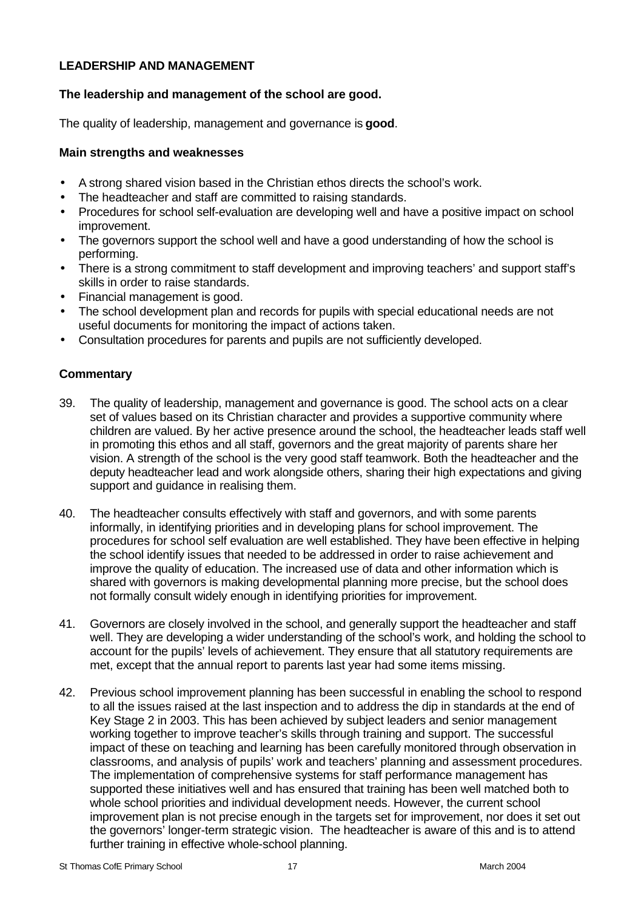## LEADERSHIP AND MANAGEMENT

### The leadership and management of the school are good.

The quality of leadership, management and governance is **good**.

#### Main strengths and weaknesses

- A strong shared vision based in the Christian ethos directs the school's work.
- The headteacher and staff are committed to raising standards.
- Procedures for school self-evaluation are developing well and have a positive impact on school improvement.
- The governors support the school well and have a good understanding of how the school is performing.
- There is a strong commitment to staff development and improving teachers' and support staff's skills in order to raise standards.
- Financial management is good.
- The school development plan and records for pupils with special educational needs are not useful documents for monitoring the impact of actions taken.
- Consultation procedures for parents and pupils are not sufficiently developed.

#### Commentary

39. The quality of leadership, management and governance is good. The school acts on a clear set of values based on its Christian character and provides a supportive community where children are valued. By her active presence around the school, the headteacher leads staff well in promoting this ethos and all staff, governors and the great majority of parents share her vision. A strength of the school is the very good staff teamwork. Both the headteacher and the deputy headteacher lead and work alongside others, sharing their high expectations and giving support and guidance in realising them.

40. The headteacher consults effectively with staff and governors, and with some parents informally, in identifying priorities and in developing plans for school improvement. The procedures for school self evaluation are well established. They have been effective in helping the school identify issues that needed to be addressed in order to raise achievement and improve the quality of education. The increased use of data and other information which is shared with governors is making developmental planning more precise, but the school does not formally consult widely enough in identifying priorities for improvement.

41. Governors are closely involved in the school, and generally support the headteacher and staff well. They are developing a wider understanding of the school's work, and holding the school to account for the pupils' levels of achievement. They ensure that all statutory requirements are met, except that the annual report to parents last year had some items missing.

42. Previous school improvement planning has been successful in enabling the school to respond to all the issues raised at the last inspection and to address the dip in standards at the end of Key Stage 2 in 2003. This has been achieved by subject leaders and senior management working together to improve teacher's skills through training and support. The successful impact of these on teaching and learning has been carefully monitored through observation in classrooms, and analysis of pupils' work and teachers' planning and assessment procedures. The implementation of comprehensive systems for staff performance management has supported these initiatives well and has ensured that training has been well matched both to whole school priorities and individual development needs. However, the current school improvement plan is not precise enough in the targets set for improvement, nor does it set out the governors' longer-term strategic vision. The headteacher is aware of this and is to attend further training in effective whole-school planning.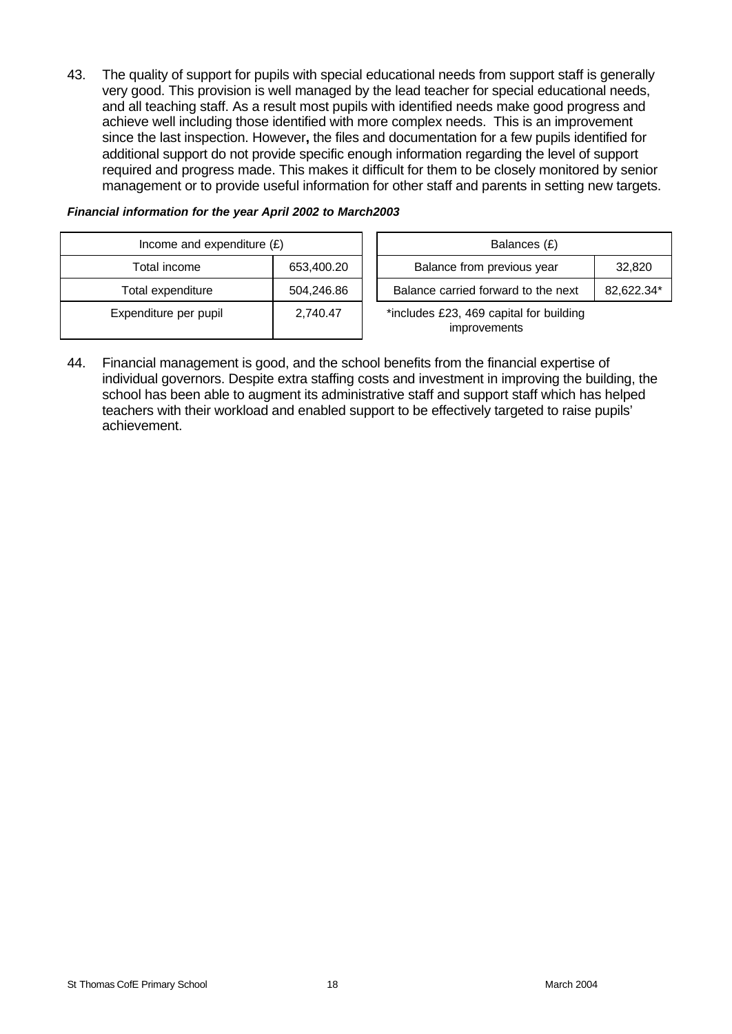43. The quality of support for pupils with special educational needs from support staff is generally very good. This provision is well managed by the lead teacher for special educational needs, and all teaching staff. As a result most pupils with identified needs make good progress and achieve well including those identified with more complex needs. This is an improvement since the last inspection. However**,** the files and documentation for a few pupils identified for additional support do not provide specific enough information regarding the level of support required and progress made. This makes it difficult for them to be closely monitored by senior management or to provide useful information for other staff and parents in setting new targets.

***Financial information for the year April 2002 to March2003***

| Income and expenditure (£) | |
|---|---|
| Total income | 653,400.20 |
| Total expenditure | 504,246.86 |
| Expenditure per pupil | 2,740.47 |

| Balances (£) | |
|---|---|
| Balance from previous year | 32,820 |
| Balance carried forward to the next | 82,622.34* |

*includes £23, 469 capital for building improvements

44. Financial management is good, and the school benefits from the financial expertise of individual governors. Despite extra staffing costs and investment in improving the building, the school has been able to augment its administrative staff and support staff which has helped teachers with their workload and enabled support to be effectively targeted to raise pupils' achievement.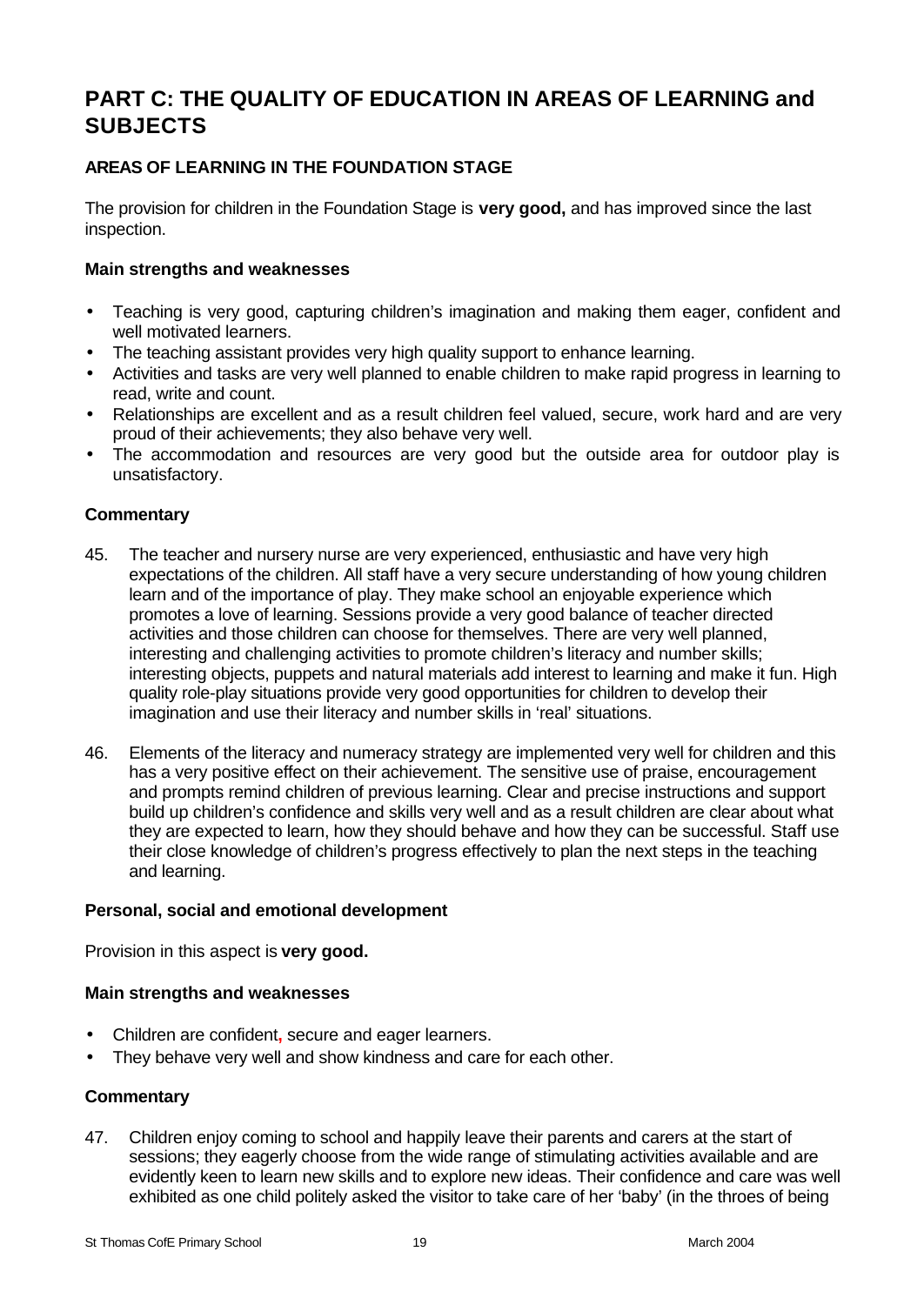# PART C: THE QUALITY OF EDUCATION IN AREAS OF LEARNING and SUBJECTS

## AREAS OF LEARNING IN THE FOUNDATION STAGE

The provision for children in the Foundation Stage is **very good,** and has improved since the last inspection.

### Main strengths and weaknesses

- Teaching is very good, capturing children's imagination and making them eager, confident and well motivated learners.
- The teaching assistant provides very high quality support to enhance learning.
- Activities and tasks are very well planned to enable children to make rapid progress in learning to read, write and count.
- Relationships are excellent and as a result children feel valued, secure, work hard and are very proud of their achievements; they also behave very well.
- The accommodation and resources are very good but the outside area for outdoor play is unsatisfactory.

### Commentary

45. The teacher and nursery nurse are very experienced, enthusiastic and have very high expectations of the children. All staff have a very secure understanding of how young children learn and of the importance of play. They make school an enjoyable experience which promotes a love of learning. Sessions provide a very good balance of teacher directed activities and those children can choose for themselves. There are very well planned, interesting and challenging activities to promote children's literacy and number skills; interesting objects, puppets and natural materials add interest to learning and make it fun. High quality role-play situations provide very good opportunities for children to develop their imagination and use their literacy and number skills in 'real' situations.

46. Elements of the literacy and numeracy strategy are implemented very well for children and this has a very positive effect on their achievement. The sensitive use of praise, encouragement and prompts remind children of previous learning. Clear and precise instructions and support build up children's confidence and skills very well and as a result children are clear about what they are expected to learn, how they should behave and how they can be successful. Staff use their close knowledge of children's progress effectively to plan the next steps in the teaching and learning.

### Personal, social and emotional development

Provision in this aspect is **very good.**

### Main strengths and weaknesses

- Children are confident, secure and eager learners.
- They behave very well and show kindness and care for each other.

### Commentary

47. Children enjoy coming to school and happily leave their parents and carers at the start of sessions; they eagerly choose from the wide range of stimulating activities available and are evidently keen to learn new skills and to explore new ideas. Their confidence and care was well exhibited as one child politely asked the visitor to take care of her 'baby' (in the throes of being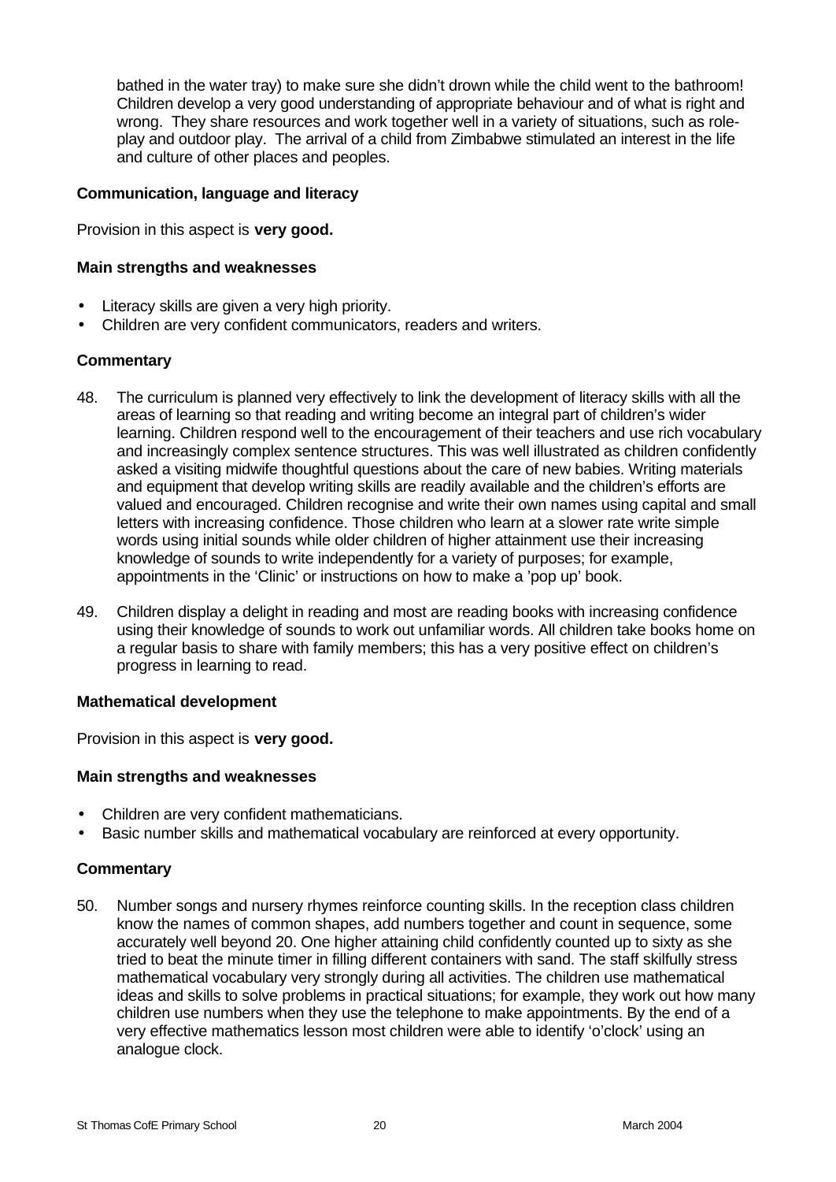bathed in the water tray) to make sure she didn't drown while the child went to the bathroom! Children develop a very good understanding of appropriate behaviour and of what is right and wrong. They share resources and work together well in a variety of situations, such as role-play and outdoor play. The arrival of a child from Zimbabwe stimulated an interest in the life and culture of other places and peoples.

**Communication, language and literacy**

Provision in this aspect is **very good.**

**Main strengths and weaknesses**

- Literacy skills are given a very high priority.
- Children are very confident communicators, readers and writers.

**Commentary**

48. The curriculum is planned very effectively to link the development of literacy skills with all the areas of learning so that reading and writing become an integral part of children's wider learning. Children respond well to the encouragement of their teachers and use rich vocabulary and increasingly complex sentence structures. This was well illustrated as children confidently asked a visiting midwife thoughtful questions about the care of new babies. Writing materials and equipment that develop writing skills are readily available and the children's efforts are valued and encouraged. Children recognise and write their own names using capital and small letters with increasing confidence. Those children who learn at a slower rate write simple words using initial sounds while older children of higher attainment use their increasing knowledge of sounds to write independently for a variety of purposes; for example, appointments in the 'Clinic' or instructions on how to make a 'pop up' book.

49. Children display a delight in reading and most are reading books with increasing confidence using their knowledge of sounds to work out unfamiliar words. All children take books home on a regular basis to share with family members; this has a very positive effect on children's progress in learning to read.

**Mathematical development**

Provision in this aspect is **very good.**

**Main strengths and weaknesses**

- Children are very confident mathematicians.
- Basic number skills and mathematical vocabulary are reinforced at every opportunity.

**Commentary**

50. Number songs and nursery rhymes reinforce counting skills. In the reception class children know the names of common shapes, add numbers together and count in sequence, some accurately well beyond 20. One higher attaining child confidently counted up to sixty as she tried to beat the minute timer in filling different containers with sand. The staff skilfully stress mathematical vocabulary very strongly during all activities. The children use mathematical ideas and skills to solve problems in practical situations; for example, they work out how many children use numbers when they use the telephone to make appointments. By the end of a very effective mathematics lesson most children were able to identify 'o'clock' using an analogue clock.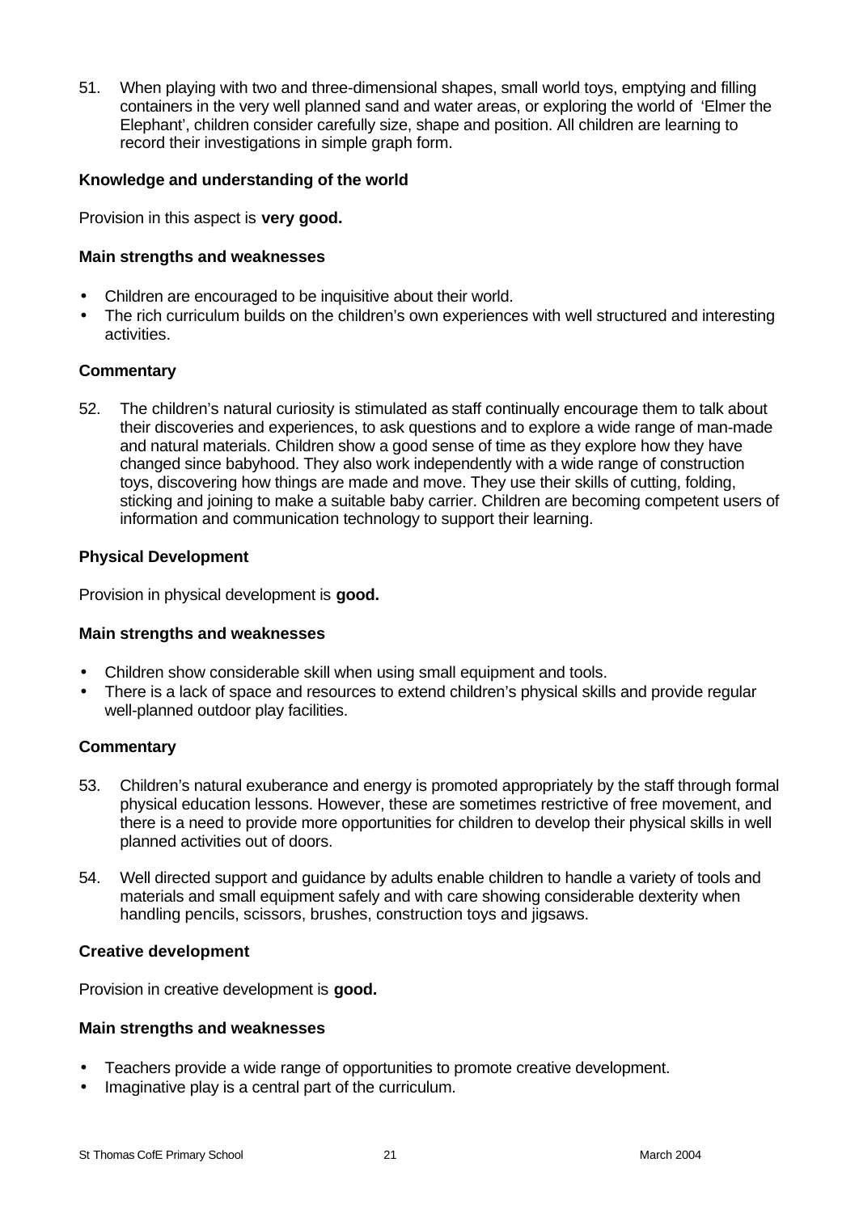51. When playing with two and three-dimensional shapes, small world toys, emptying and filling containers in the very well planned sand and water areas, or exploring the world of 'Elmer the Elephant', children consider carefully size, shape and position. All children are learning to record their investigations in simple graph form.

### Knowledge and understanding of the world

Provision in this aspect is **very good.**

#### Main strengths and weaknesses

- Children are encouraged to be inquisitive about their world.
- The rich curriculum builds on the children's own experiences with well structured and interesting activities.

#### Commentary

52. The children's natural curiosity is stimulated as staff continually encourage them to talk about their discoveries and experiences, to ask questions and to explore a wide range of man-made and natural materials. Children show a good sense of time as they explore how they have changed since babyhood. They also work independently with a wide range of construction toys, discovering how things are made and move. They use their skills of cutting, folding, sticking and joining to make a suitable baby carrier. Children are becoming competent users of information and communication technology to support their learning.

### Physical Development

Provision in physical development is **good.**

#### Main strengths and weaknesses

- Children show considerable skill when using small equipment and tools.
- There is a lack of space and resources to extend children's physical skills and provide regular well-planned outdoor play facilities.

#### Commentary

53. Children's natural exuberance and energy is promoted appropriately by the staff through formal physical education lessons. However, these are sometimes restrictive of free movement, and there is a need to provide more opportunities for children to develop their physical skills in well planned activities out of doors.

54. Well directed support and guidance by adults enable children to handle a variety of tools and materials and small equipment safely and with care showing considerable dexterity when handling pencils, scissors, brushes, construction toys and jigsaws.

### Creative development

Provision in creative development is **good.**

#### Main strengths and weaknesses

- Teachers provide a wide range of opportunities to promote creative development.
- Imaginative play is a central part of the curriculum.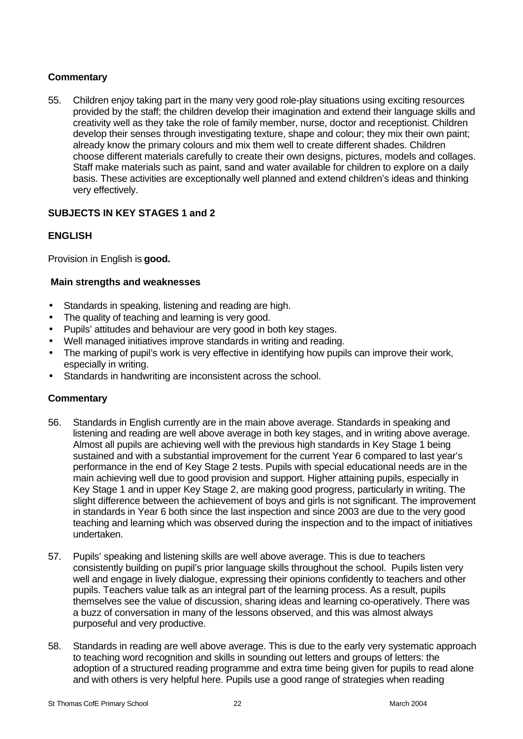### Commentary

55. Children enjoy taking part in the many very good role-play situations using exciting resources provided by the staff; the children develop their imagination and extend their language skills and creativity well as they take the role of family member, nurse, doctor and receptionist. Children develop their senses through investigating texture, shape and colour; they mix their own paint; already know the primary colours and mix them well to create different shades. Children choose different materials carefully to create their own designs, pictures, models and collages. Staff make materials such as paint, sand and water available for children to explore on a daily basis. These activities are exceptionally well planned and extend children's ideas and thinking very effectively.

## SUBJECTS IN KEY STAGES 1 and 2

### ENGLISH

Provision in English is **good.**

### Main strengths and weaknesses

- Standards in speaking, listening and reading are high.
- The quality of teaching and learning is very good.
- Pupils' attitudes and behaviour are very good in both key stages.
- Well managed initiatives improve standards in writing and reading.
- The marking of pupil's work is very effective in identifying how pupils can improve their work, especially in writing.
- Standards in handwriting are inconsistent across the school.

### Commentary

56. Standards in English currently are in the main above average. Standards in speaking and listening and reading are well above average in both key stages, and in writing above average. Almost all pupils are achieving well with the previous high standards in Key Stage 1 being sustained and with a substantial improvement for the current Year 6 compared to last year's performance in the end of Key Stage 2 tests. Pupils with special educational needs are in the main achieving well due to good provision and support. Higher attaining pupils, especially in Key Stage 1 and in upper Key Stage 2, are making good progress, particularly in writing. The slight difference between the achievement of boys and girls is not significant. The improvement in standards in Year 6 both since the last inspection and since 2003 are due to the very good teaching and learning which was observed during the inspection and to the impact of initiatives undertaken.

57. Pupils' speaking and listening skills are well above average. This is due to teachers consistently building on pupil's prior language skills throughout the school. Pupils listen very well and engage in lively dialogue, expressing their opinions confidently to teachers and other pupils. Teachers value talk as an integral part of the learning process. As a result, pupils themselves see the value of discussion, sharing ideas and learning co-operatively. There was a buzz of conversation in many of the lessons observed, and this was almost always purposeful and very productive.

58. Standards in reading are well above average. This is due to the early very systematic approach to teaching word recognition and skills in sounding out letters and groups of letters: the adoption of a structured reading programme and extra time being given for pupils to read alone and with others is very helpful here. Pupils use a good range of strategies when reading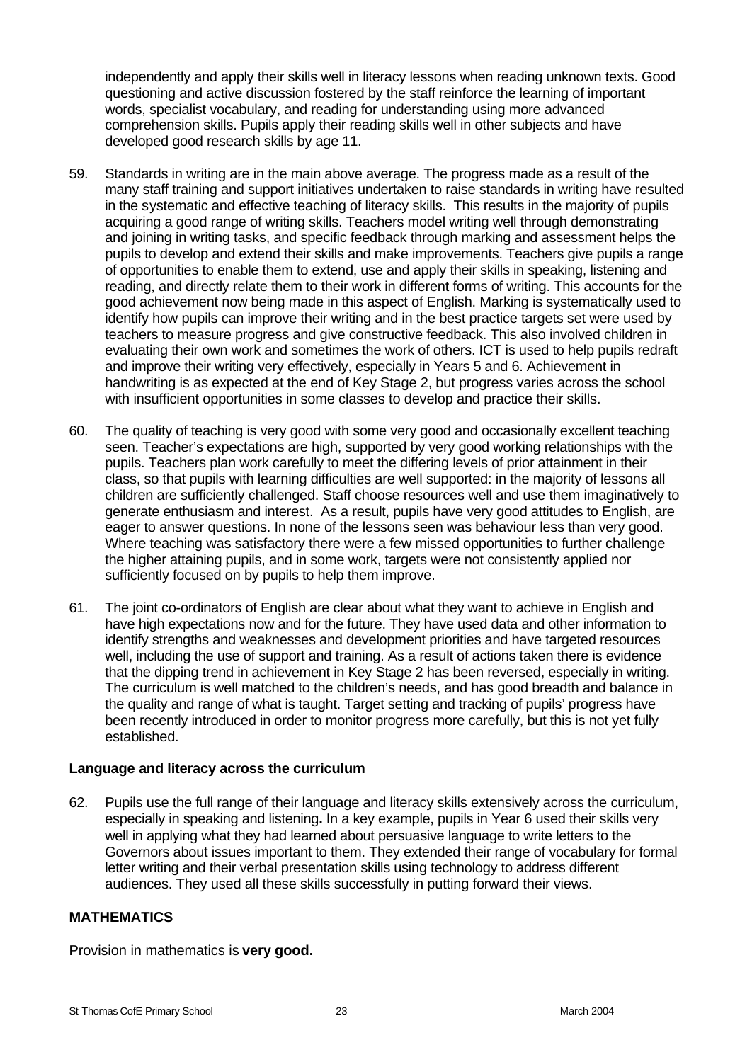independently and apply their skills well in literacy lessons when reading unknown texts. Good questioning and active discussion fostered by the staff reinforce the learning of important words, specialist vocabulary, and reading for understanding using more advanced comprehension skills. Pupils apply their reading skills well in other subjects and have developed good research skills by age 11.

59. Standards in writing are in the main above average. The progress made as a result of the many staff training and support initiatives undertaken to raise standards in writing have resulted in the systematic and effective teaching of literacy skills. This results in the majority of pupils acquiring a good range of writing skills. Teachers model writing well through demonstrating and joining in writing tasks, and specific feedback through marking and assessment helps the pupils to develop and extend their skills and make improvements. Teachers give pupils a range of opportunities to enable them to extend, use and apply their skills in speaking, listening and reading, and directly relate them to their work in different forms of writing. This accounts for the good achievement now being made in this aspect of English. Marking is systematically used to identify how pupils can improve their writing and in the best practice targets set were used by teachers to measure progress and give constructive feedback. This also involved children in evaluating their own work and sometimes the work of others. ICT is used to help pupils redraft and improve their writing very effectively, especially in Years 5 and 6. Achievement in handwriting is as expected at the end of Key Stage 2, but progress varies across the school with insufficient opportunities in some classes to develop and practice their skills.

60. The quality of teaching is very good with some very good and occasionally excellent teaching seen. Teacher's expectations are high, supported by very good working relationships with the pupils. Teachers plan work carefully to meet the differing levels of prior attainment in their class, so that pupils with learning difficulties are well supported: in the majority of lessons all children are sufficiently challenged. Staff choose resources well and use them imaginatively to generate enthusiasm and interest. As a result, pupils have very good attitudes to English, are eager to answer questions. In none of the lessons seen was behaviour less than very good. Where teaching was satisfactory there were a few missed opportunities to further challenge the higher attaining pupils, and in some work, targets were not consistently applied nor sufficiently focused on by pupils to help them improve.

61. The joint co-ordinators of English are clear about what they want to achieve in English and have high expectations now and for the future. They have used data and other information to identify strengths and weaknesses and development priorities and have targeted resources well, including the use of support and training. As a result of actions taken there is evidence that the dipping trend in achievement in Key Stage 2 has been reversed, especially in writing. The curriculum is well matched to the children's needs, and has good breadth and balance in the quality and range of what is taught. Target setting and tracking of pupils' progress have been recently introduced in order to monitor progress more carefully, but this is not yet fully established.

### Language and literacy across the curriculum

62. Pupils use the full range of their language and literacy skills extensively across the curriculum, especially in speaking and listening**.** In a key example, pupils in Year 6 used their skills very well in applying what they had learned about persuasive language to write letters to the Governors about issues important to them. They extended their range of vocabulary for formal letter writing and their verbal presentation skills using technology to address different audiences. They used all these skills successfully in putting forward their views.

## MATHEMATICS

Provision in mathematics is **very good.**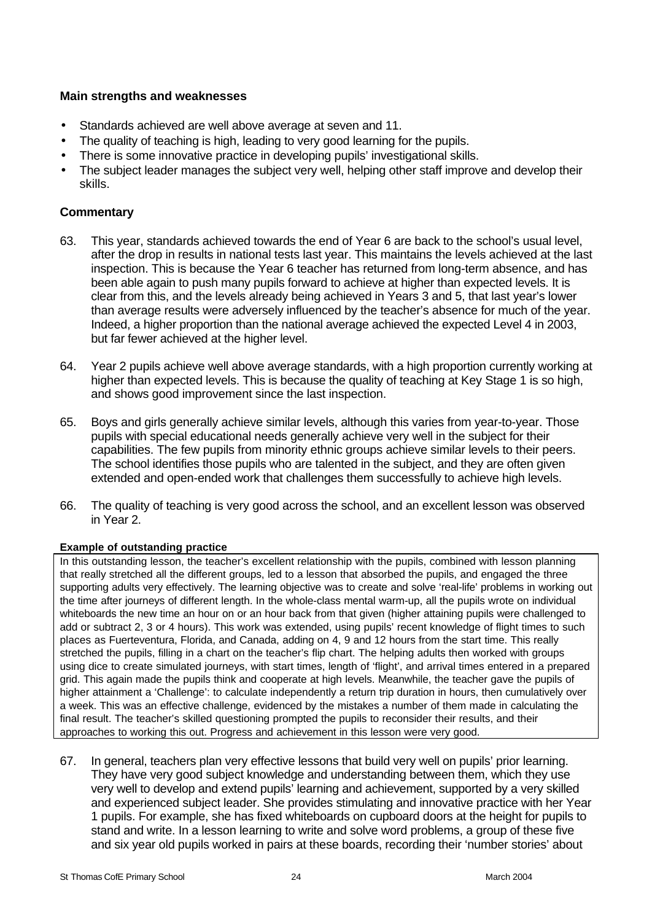### Main strengths and weaknesses

- Standards achieved are well above average at seven and 11.
- The quality of teaching is high, leading to very good learning for the pupils.
- There is some innovative practice in developing pupils' investigational skills.
- The subject leader manages the subject very well, helping other staff improve and develop their skills.

### Commentary

63. This year, standards achieved towards the end of Year 6 are back to the school's usual level, after the drop in results in national tests last year. This maintains the levels achieved at the last inspection. This is because the Year 6 teacher has returned from long-term absence, and has been able again to push many pupils forward to achieve at higher than expected levels. It is clear from this, and the levels already being achieved in Years 3 and 5, that last year's lower than average results were adversely influenced by the teacher's absence for much of the year. Indeed, a higher proportion than the national average achieved the expected Level 4 in 2003, but far fewer achieved at the higher level.

64. Year 2 pupils achieve well above average standards, with a high proportion currently working at higher than expected levels. This is because the quality of teaching at Key Stage 1 is so high, and shows good improvement since the last inspection.

65. Boys and girls generally achieve similar levels, although this varies from year-to-year. Those pupils with special educational needs generally achieve very well in the subject for their capabilities. The few pupils from minority ethnic groups achieve similar levels to their peers. The school identifies those pupils who are talented in the subject, and they are often given extended and open-ended work that challenges them successfully to achieve high levels.

66. The quality of teaching is very good across the school, and an excellent lesson was observed in Year 2.

**Example of outstanding practice**

In this outstanding lesson, the teacher's excellent relationship with the pupils, combined with lesson planning that really stretched all the different groups, led to a lesson that absorbed the pupils, and engaged the three supporting adults very effectively. The learning objective was to create and solve 'real-life' problems in working out the time after journeys of different length. In the whole-class mental warm-up, all the pupils wrote on individual whiteboards the new time an hour on or an hour back from that given (higher attaining pupils were challenged to add or subtract 2, 3 or 4 hours). This work was extended, using pupils' recent knowledge of flight times to such places as Fuerteventura, Florida, and Canada, adding on 4, 9 and 12 hours from the start time. This really stretched the pupils, filling in a chart on the teacher's flip chart. The helping adults then worked with groups using dice to create simulated journeys, with start times, length of 'flight', and arrival times entered in a prepared grid. This again made the pupils think and cooperate at high levels. Meanwhile, the teacher gave the pupils of higher attainment a 'Challenge': to calculate independently a return trip duration in hours, then cumulatively over a week. This was an effective challenge, evidenced by the mistakes a number of them made in calculating the final result. The teacher's skilled questioning prompted the pupils to reconsider their results, and their approaches to working this out. Progress and achievement in this lesson were very good.

67. In general, teachers plan very effective lessons that build very well on pupils' prior learning. They have very good subject knowledge and understanding between them, which they use very well to develop and extend pupils' learning and achievement, supported by a very skilled and experienced subject leader. She provides stimulating and innovative practice with her Year 1 pupils. For example, she has fixed whiteboards on cupboard doors at the height for pupils to stand and write. In a lesson learning to write and solve word problems, a group of these five and six year old pupils worked in pairs at these boards, recording their 'number stories' about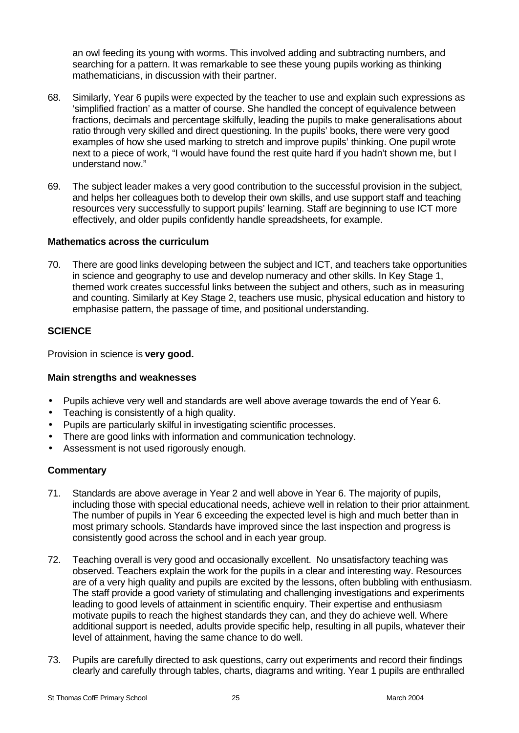an owl feeding its young with worms. This involved adding and subtracting numbers, and searching for a pattern. It was remarkable to see these young pupils working as thinking mathematicians, in discussion with their partner.

68. Similarly, Year 6 pupils were expected by the teacher to use and explain such expressions as 'simplified fraction' as a matter of course. She handled the concept of equivalence between fractions, decimals and percentage skilfully, leading the pupils to make generalisations about ratio through very skilled and direct questioning. In the pupils' books, there were very good examples of how she used marking to stretch and improve pupils' thinking. One pupil wrote next to a piece of work, "I would have found the rest quite hard if you hadn't shown me, but I understand now."

69. The subject leader makes a very good contribution to the successful provision in the subject, and helps her colleagues both to develop their own skills, and use support staff and teaching resources very successfully to support pupils' learning. Staff are beginning to use ICT more effectively, and older pupils confidently handle spreadsheets, for example.

### Mathematics across the curriculum

70. There are good links developing between the subject and ICT, and teachers take opportunities in science and geography to use and develop numeracy and other skills. In Key Stage 1, themed work creates successful links between the subject and others, such as in measuring and counting. Similarly at Key Stage 2, teachers use music, physical education and history to emphasise pattern, the passage of time, and positional understanding.

## SCIENCE

Provision in science is **very good.**

### Main strengths and weaknesses

- Pupils achieve very well and standards are well above average towards the end of Year 6.
- Teaching is consistently of a high quality.
- Pupils are particularly skilful in investigating scientific processes.
- There are good links with information and communication technology.
- Assessment is not used rigorously enough.

### Commentary

71. Standards are above average in Year 2 and well above in Year 6. The majority of pupils, including those with special educational needs, achieve well in relation to their prior attainment. The number of pupils in Year 6 exceeding the expected level is high and much better than in most primary schools. Standards have improved since the last inspection and progress is consistently good across the school and in each year group.

72. Teaching overall is very good and occasionally excellent. No unsatisfactory teaching was observed. Teachers explain the work for the pupils in a clear and interesting way. Resources are of a very high quality and pupils are excited by the lessons, often bubbling with enthusiasm. The staff provide a good variety of stimulating and challenging investigations and experiments leading to good levels of attainment in scientific enquiry. Their expertise and enthusiasm motivate pupils to reach the highest standards they can, and they do achieve well. Where additional support is needed, adults provide specific help, resulting in all pupils, whatever their level of attainment, having the same chance to do well.

73. Pupils are carefully directed to ask questions, carry out experiments and record their findings clearly and carefully through tables, charts, diagrams and writing. Year 1 pupils are enthralled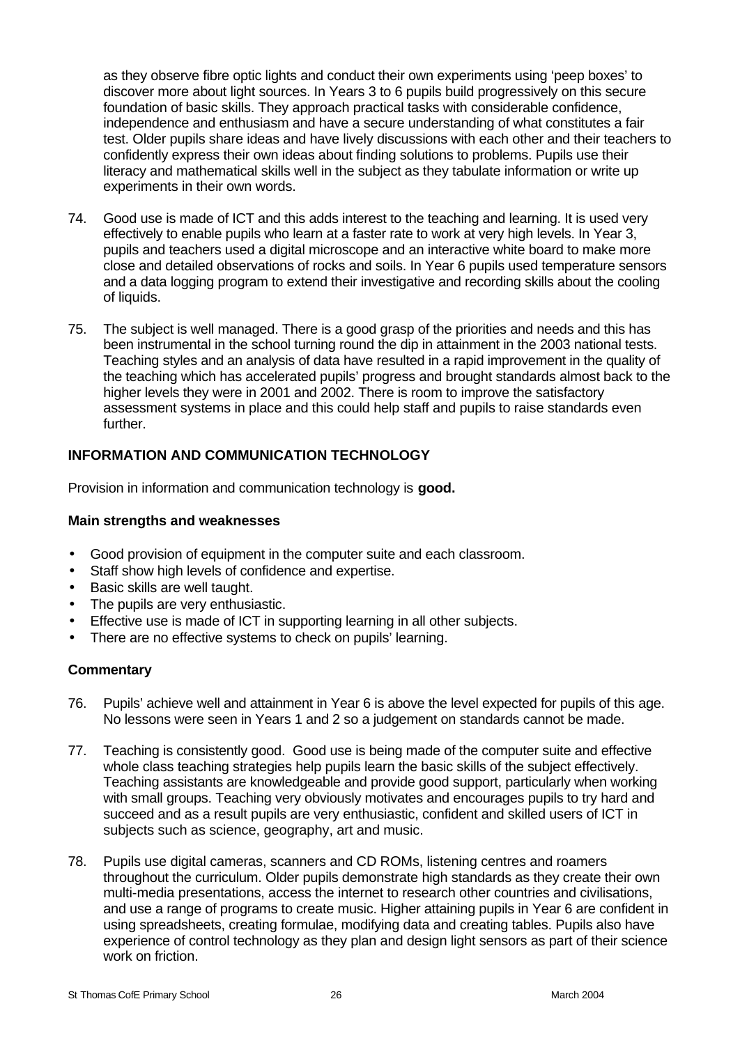as they observe fibre optic lights and conduct their own experiments using 'peep boxes' to discover more about light sources. In Years 3 to 6 pupils build progressively on this secure foundation of basic skills. They approach practical tasks with considerable confidence, independence and enthusiasm and have a secure understanding of what constitutes a fair test. Older pupils share ideas and have lively discussions with each other and their teachers to confidently express their own ideas about finding solutions to problems. Pupils use their literacy and mathematical skills well in the subject as they tabulate information or write up experiments in their own words.

74. Good use is made of ICT and this adds interest to the teaching and learning. It is used very effectively to enable pupils who learn at a faster rate to work at very high levels. In Year 3, pupils and teachers used a digital microscope and an interactive white board to make more close and detailed observations of rocks and soils. In Year 6 pupils used temperature sensors and a data logging program to extend their investigative and recording skills about the cooling of liquids.

75. The subject is well managed. There is a good grasp of the priorities and needs and this has been instrumental in the school turning round the dip in attainment in the 2003 national tests. Teaching styles and an analysis of data have resulted in a rapid improvement in the quality of the teaching which has accelerated pupils' progress and brought standards almost back to the higher levels they were in 2001 and 2002. There is room to improve the satisfactory assessment systems in place and this could help staff and pupils to raise standards even further.

## INFORMATION AND COMMUNICATION TECHNOLOGY

Provision in information and communication technology is **good.**

### Main strengths and weaknesses

- Good provision of equipment in the computer suite and each classroom.
- Staff show high levels of confidence and expertise.
- Basic skills are well taught.
- The pupils are very enthusiastic.
- Effective use is made of ICT in supporting learning in all other subjects.
- There are no effective systems to check on pupils' learning.

### Commentary

76. Pupils' achieve well and attainment in Year 6 is above the level expected for pupils of this age. No lessons were seen in Years 1 and 2 so a judgement on standards cannot be made.

77. Teaching is consistently good. Good use is being made of the computer suite and effective whole class teaching strategies help pupils learn the basic skills of the subject effectively. Teaching assistants are knowledgeable and provide good support, particularly when working with small groups. Teaching very obviously motivates and encourages pupils to try hard and succeed and as a result pupils are very enthusiastic, confident and skilled users of ICT in subjects such as science, geography, art and music.

78. Pupils use digital cameras, scanners and CD ROMs, listening centres and roamers throughout the curriculum. Older pupils demonstrate high standards as they create their own multi-media presentations, access the internet to research other countries and civilisations, and use a range of programs to create music. Higher attaining pupils in Year 6 are confident in using spreadsheets, creating formulae, modifying data and creating tables. Pupils also have experience of control technology as they plan and design light sensors as part of their science work on friction.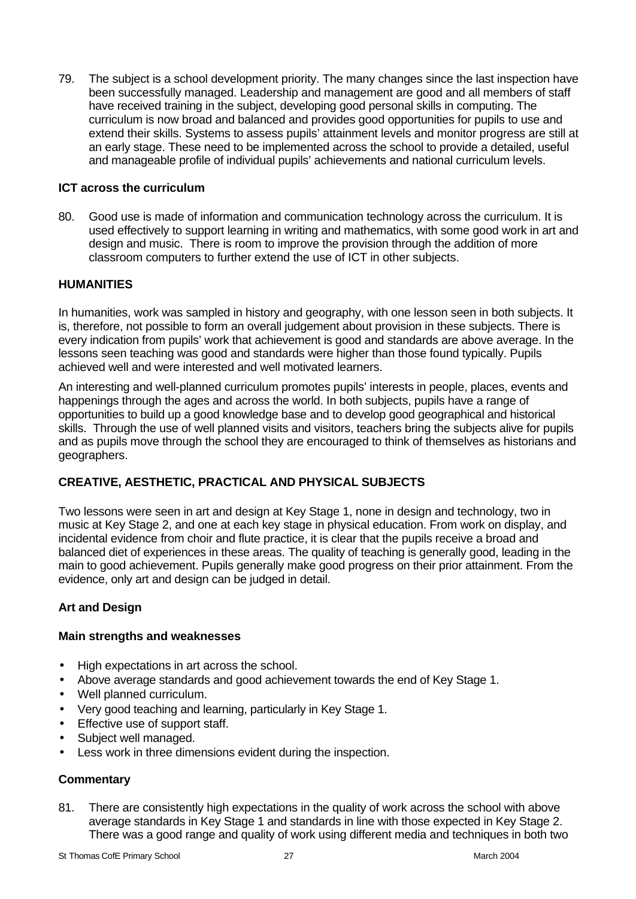79. The subject is a school development priority. The many changes since the last inspection have been successfully managed. Leadership and management are good and all members of staff have received training in the subject, developing good personal skills in computing. The curriculum is now broad and balanced and provides good opportunities for pupils to use and extend their skills. Systems to assess pupils' attainment levels and monitor progress are still at an early stage. These need to be implemented across the school to provide a detailed, useful and manageable profile of individual pupils' achievements and national curriculum levels.

### ICT across the curriculum

80. Good use is made of information and communication technology across the curriculum. It is used effectively to support learning in writing and mathematics, with some good work in art and design and music. There is room to improve the provision through the addition of more classroom computers to further extend the use of ICT in other subjects.

## HUMANITIES

In humanities, work was sampled in history and geography, with one lesson seen in both subjects. It is, therefore, not possible to form an overall judgement about provision in these subjects. There is every indication from pupils' work that achievement is good and standards are above average. In the lessons seen teaching was good and standards were higher than those found typically. Pupils achieved well and were interested and well motivated learners.

An interesting and well-planned curriculum promotes pupils' interests in people, places, events and happenings through the ages and across the world. In both subjects, pupils have a range of opportunities to build up a good knowledge base and to develop good geographical and historical skills. Through the use of well planned visits and visitors, teachers bring the subjects alive for pupils and as pupils move through the school they are encouraged to think of themselves as historians and geographers.

## CREATIVE, AESTHETIC, PRACTICAL AND PHYSICAL SUBJECTS

Two lessons were seen in art and design at Key Stage 1, none in design and technology, two in music at Key Stage 2, and one at each key stage in physical education. From work on display, and incidental evidence from choir and flute practice, it is clear that the pupils receive a broad and balanced diet of experiences in these areas. The quality of teaching is generally good, leading in the main to good achievement. Pupils generally make good progress on their prior attainment. From the evidence, only art and design can be judged in detail.

### Art and Design

#### Main strengths and weaknesses

- High expectations in art across the school.
- Above average standards and good achievement towards the end of Key Stage 1.
- Well planned curriculum.
- Very good teaching and learning, particularly in Key Stage 1.
- Effective use of support staff.
- Subject well managed.
- Less work in three dimensions evident during the inspection.

#### Commentary

81. There are consistently high expectations in the quality of work across the school with above average standards in Key Stage 1 and standards in line with those expected in Key Stage 2. There was a good range and quality of work using different media and techniques in both two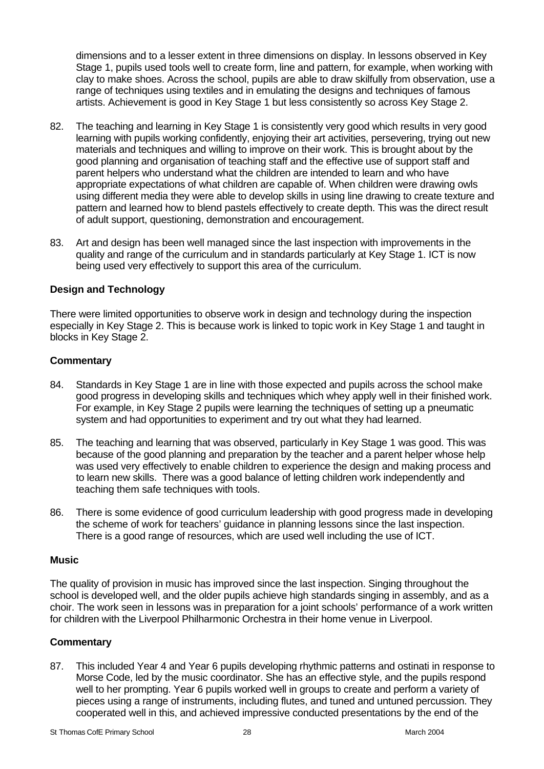dimensions and to a lesser extent in three dimensions on display. In lessons observed in Key Stage 1, pupils used tools well to create form, line and pattern, for example, when working with clay to make shoes. Across the school, pupils are able to draw skilfully from observation, use a range of techniques using textiles and in emulating the designs and techniques of famous artists. Achievement is good in Key Stage 1 but less consistently so across Key Stage 2.

82. The teaching and learning in Key Stage 1 is consistently very good which results in very good learning with pupils working confidently, enjoying their art activities, persevering, trying out new materials and techniques and willing to improve on their work. This is brought about by the good planning and organisation of teaching staff and the effective use of support staff and parent helpers who understand what the children are intended to learn and who have appropriate expectations of what children are capable of. When children were drawing owls using different media they were able to develop skills in using line drawing to create texture and pattern and learned how to blend pastels effectively to create depth. This was the direct result of adult support, questioning, demonstration and encouragement.

83. Art and design has been well managed since the last inspection with improvements in the quality and range of the curriculum and in standards particularly at Key Stage 1. ICT is now being used very effectively to support this area of the curriculum.

### Design and Technology

There were limited opportunities to observe work in design and technology during the inspection especially in Key Stage 2. This is because work is linked to topic work in Key Stage 1 and taught in blocks in Key Stage 2.

### Commentary

84. Standards in Key Stage 1 are in line with those expected and pupils across the school make good progress in developing skills and techniques which whey apply well in their finished work. For example, in Key Stage 2 pupils were learning the techniques of setting up a pneumatic system and had opportunities to experiment and try out what they had learned.

85. The teaching and learning that was observed, particularly in Key Stage 1 was good. This was because of the good planning and preparation by the teacher and a parent helper whose help was used very effectively to enable children to experience the design and making process and to learn new skills. There was a good balance of letting children work independently and teaching them safe techniques with tools.

86. There is some evidence of good curriculum leadership with good progress made in developing the scheme of work for teachers' guidance in planning lessons since the last inspection. There is a good range of resources, which are used well including the use of ICT.

### Music

The quality of provision in music has improved since the last inspection. Singing throughout the school is developed well, and the older pupils achieve high standards singing in assembly, and as a choir. The work seen in lessons was in preparation for a joint schools' performance of a work written for children with the Liverpool Philharmonic Orchestra in their home venue in Liverpool.

### Commentary

87. This included Year 4 and Year 6 pupils developing rhythmic patterns and ostinati in response to Morse Code, led by the music coordinator. She has an effective style, and the pupils respond well to her prompting. Year 6 pupils worked well in groups to create and perform a variety of pieces using a range of instruments, including flutes, and tuned and untuned percussion. They cooperated well in this, and achieved impressive conducted presentations by the end of the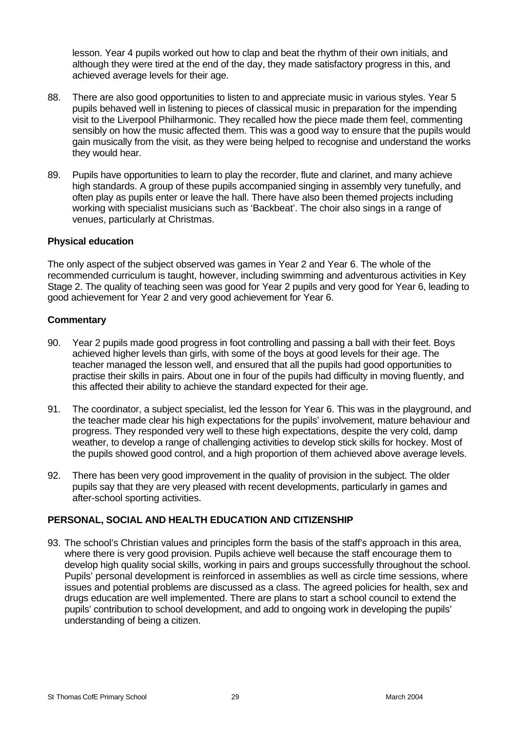lesson. Year 4 pupils worked out how to clap and beat the rhythm of their own initials, and although they were tired at the end of the day, they made satisfactory progress in this, and achieved average levels for their age.

88. There are also good opportunities to listen to and appreciate music in various styles. Year 5 pupils behaved well in listening to pieces of classical music in preparation for the impending visit to the Liverpool Philharmonic. They recalled how the piece made them feel, commenting sensibly on how the music affected them. This was a good way to ensure that the pupils would gain musically from the visit, as they were being helped to recognise and understand the works they would hear.

89. Pupils have opportunities to learn to play the recorder, flute and clarinet, and many achieve high standards. A group of these pupils accompanied singing in assembly very tunefully, and often play as pupils enter or leave the hall. There have also been themed projects including working with specialist musicians such as 'Backbeat'. The choir also sings in a range of venues, particularly at Christmas.

**Physical education**

The only aspect of the subject observed was games in Year 2 and Year 6. The whole of the recommended curriculum is taught, however, including swimming and adventurous activities in Key Stage 2. The quality of teaching seen was good for Year 2 pupils and very good for Year 6, leading to good achievement for Year 2 and very good achievement for Year 6.

**Commentary**

90. Year 2 pupils made good progress in foot controlling and passing a ball with their feet. Boys achieved higher levels than girls, with some of the boys at good levels for their age. The teacher managed the lesson well, and ensured that all the pupils had good opportunities to practise their skills in pairs. About one in four of the pupils had difficulty in moving fluently, and this affected their ability to achieve the standard expected for their age.

91. The coordinator, a subject specialist, led the lesson for Year 6. This was in the playground, and the teacher made clear his high expectations for the pupils' involvement, mature behaviour and progress. They responded very well to these high expectations, despite the very cold, damp weather, to develop a range of challenging activities to develop stick skills for hockey. Most of the pupils showed good control, and a high proportion of them achieved above average levels.

92. There has been very good improvement in the quality of provision in the subject. The older pupils say that they are very pleased with recent developments, particularly in games and after-school sporting activities.

**PERSONAL, SOCIAL AND HEALTH EDUCATION AND CITIZENSHIP**

93. The school's Christian values and principles form the basis of the staff's approach in this area, where there is very good provision. Pupils achieve well because the staff encourage them to develop high quality social skills, working in pairs and groups successfully throughout the school. Pupils' personal development is reinforced in assemblies as well as circle time sessions, where issues and potential problems are discussed as a class. The agreed policies for health, sex and drugs education are well implemented. There are plans to start a school council to extend the pupils' contribution to school development, and add to ongoing work in developing the pupils' understanding of being a citizen.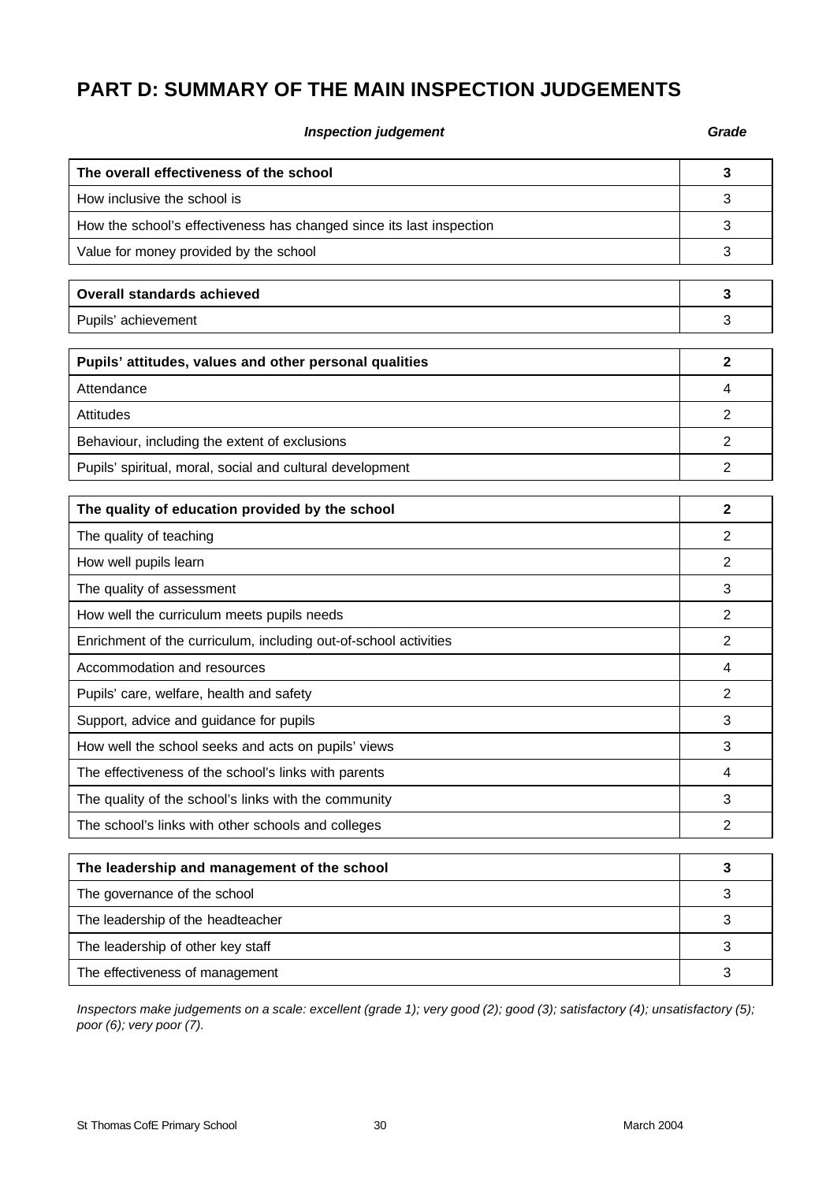# PART D: SUMMARY OF THE MAIN INSPECTION JUDGEMENTS

| *Inspection judgement* | *Grade* |
|---|---|
| **The overall effectiveness of the school** | **3** |
| How inclusive the school is | 3 |
| How the school's effectiveness has changed since its last inspection | 3 |
| Value for money provided by the school | 3 |
| **Overall standards achieved** | **3** |
| Pupils' achievement | 3 |
| **Pupils' attitudes, values and other personal qualities** | **2** |
| Attendance | 4 |
| Attitudes | 2 |
| Behaviour, including the extent of exclusions | 2 |
| Pupils' spiritual, moral, social and cultural development | 2 |
| **The quality of education provided by the school** | **2** |
| The quality of teaching | 2 |
| How well pupils learn | 2 |
| The quality of assessment | 3 |
| How well the curriculum meets pupils needs | 2 |
| Enrichment of the curriculum, including out-of-school activities | 2 |
| Accommodation and resources | 4 |
| Pupils' care, welfare, health and safety | 2 |
| Support, advice and guidance for pupils | 3 |
| How well the school seeks and acts on pupils' views | 3 |
| The effectiveness of the school's links with parents | 4 |
| The quality of the school's links with the community | 3 |
| The school's links with other schools and colleges | 2 |
| **The leadership and management of the school** | **3** |
| The governance of the school | 3 |
| The leadership of the headteacher | 3 |
| The leadership of other key staff | 3 |
| The effectiveness of management | 3 |

*Inspectors make judgements on a scale: excellent (grade 1); very good (2); good (3); satisfactory (4); unsatisfactory (5); poor (6); very poor (7).*